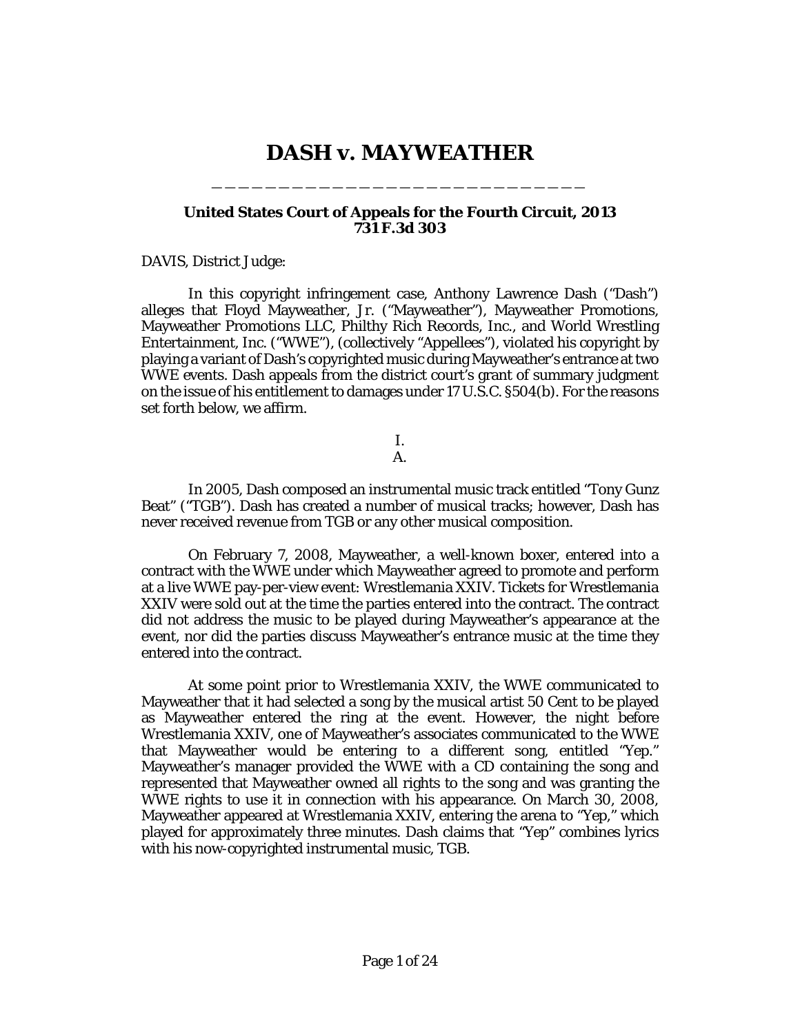# DASH v. MAYWEATHER

**United States Court of Appeals for the Fourth Circuit, 2013**
**731 F.3d 303**

DAVIS, District Judge:

In this copyright infringement case, Anthony Lawrence Dash ("Dash") alleges that Floyd Mayweather, Jr. ("Mayweather"), Mayweather Promotions, Mayweather Promotions LLC, Philthy Rich Records, Inc., and World Wrestling Entertainment, Inc. ("WWE"), (collectively "Appellees"), violated his copyright by playing a variant of Dash's copyrighted music during Mayweather's entrance at two WWE events. Dash appeals from the district court's grant of summary judgment on the issue of his entitlement to damages under 17 U.S.C. §504(b). For the reasons set forth below, we affirm.

## I.

### A.

In 2005, Dash composed an instrumental music track entitled "Tony Gunz Beat" ("TGB"). Dash has created a number of musical tracks; however, Dash has never received revenue from TGB or any other musical composition.

On February 7, 2008, Mayweather, a well-known boxer, entered into a contract with the WWE under which Mayweather agreed to promote and perform at a live WWE pay-per-view event: Wrestlemania XXIV. Tickets for Wrestlemania XXIV were sold out at the time the parties entered into the contract. The contract did not address the music to be played during Mayweather's appearance at the event, nor did the parties discuss Mayweather's entrance music at the time they entered into the contract.

At some point prior to Wrestlemania XXIV, the WWE communicated to Mayweather that it had selected a song by the musical artist 50 Cent to be played as Mayweather entered the ring at the event. However, the night before Wrestlemania XXIV, one of Mayweather's associates communicated to the WWE that Mayweather would be entering to a different song, entitled "Yep." Mayweather's manager provided the WWE with a CD containing the song and represented that Mayweather owned all rights to the song and was granting the WWE rights to use it in connection with his appearance. On March 30, 2008, Mayweather appeared at Wrestlemania XXIV, entering the arena to "Yep," which played for approximately three minutes. Dash claims that "Yep" combines lyrics with his now-copyrighted instrumental music, TGB.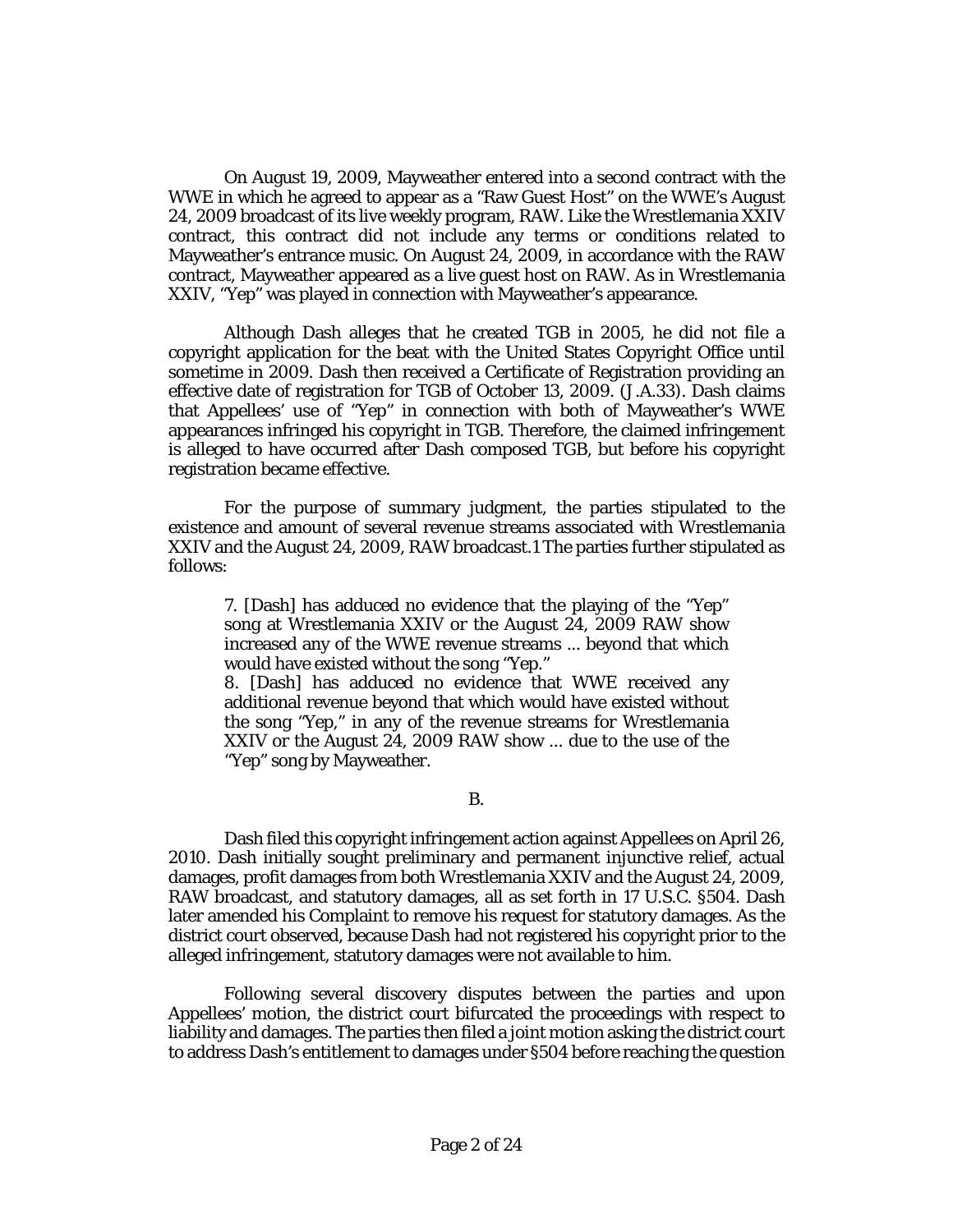On August 19, 2009, Mayweather entered into a second contract with the WWE in which he agreed to appear as a "Raw Guest Host" on the WWE's August 24, 2009 broadcast of its live weekly program, RAW. Like the Wrestlemania XXIV contract, this contract did not include any terms or conditions related to Mayweather's entrance music. On August 24, 2009, in accordance with the RAW contract, Mayweather appeared as a live guest host on RAW. As in Wrestlemania XXIV, "Yep" was played in connection with Mayweather's appearance.

Although Dash alleges that he created TGB in 2005, he did not file a copyright application for the beat with the United States Copyright Office until sometime in 2009. Dash then received a Certificate of Registration providing an effective date of registration for TGB of October 13, 2009. (J.A.33). Dash claims that Appellees' use of "Yep" in connection with both of Mayweather's WWE appearances infringed his copyright in TGB. Therefore, the claimed infringement is alleged to have occurred after Dash composed TGB, but before his copyright registration became effective.

For the purpose of summary judgment, the parties stipulated to the existence and amount of several revenue streams associated with Wrestlemania XXIV and the August 24, 2009, RAW broadcast.[1] The parties further stipulated as follows:

> 7. [Dash] has adduced no evidence that the playing of the "Yep" song at Wrestlemania XXIV or the August 24, 2009 RAW show increased any of the WWE revenue streams ... beyond that which would have existed without the song "Yep."
>
> 8. [Dash] has adduced no evidence that WWE received any additional revenue beyond that which would have existed without the song "Yep," in any of the revenue streams for Wrestlemania XXIV or the August 24, 2009 RAW show ... due to the use of the "Yep" song by Mayweather.

B.

Dash filed this copyright infringement action against Appellees on April 26, 2010. Dash initially sought preliminary and permanent injunctive relief, actual damages, profit damages from both Wrestlemania XXIV and the August 24, 2009, RAW broadcast, and statutory damages, all as set forth in 17 U.S.C. §504. Dash later amended his Complaint to remove his request for statutory damages. As the district court observed, because Dash had not registered his copyright prior to the alleged infringement, statutory damages were not available to him.

Following several discovery disputes between the parties and upon Appellees' motion, the district court bifurcated the proceedings with respect to liability and damages. The parties then filed a joint motion asking the district court to address Dash's entitlement to damages under §504 before reaching the question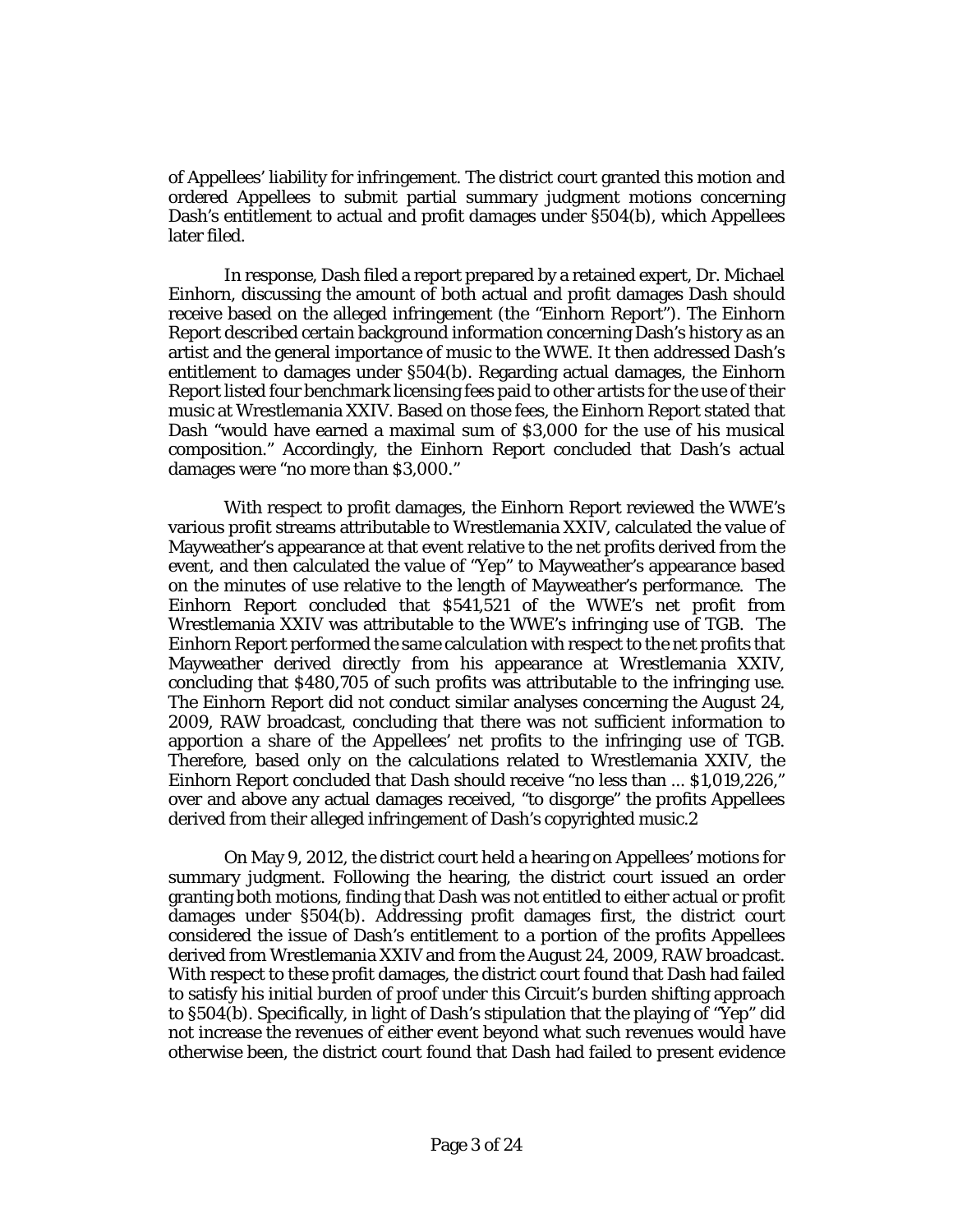of Appellees' liability for infringement. The district court granted this motion and ordered Appellees to submit partial summary judgment motions concerning Dash's entitlement to actual and profit damages under §504(b), which Appellees later filed.

In response, Dash filed a report prepared by a retained expert, Dr. Michael Einhorn, discussing the amount of both actual and profit damages Dash should receive based on the alleged infringement (the "Einhorn Report"). The Einhorn Report described certain background information concerning Dash's history as an artist and the general importance of music to the WWE. It then addressed Dash's entitlement to damages under §504(b). Regarding actual damages, the Einhorn Report listed four benchmark licensing fees paid to other artists for the use of their music at Wrestlemania XXIV. Based on those fees, the Einhorn Report stated that Dash "would have earned a maximal sum of $3,000 for the use of his musical composition." Accordingly, the Einhorn Report concluded that Dash's actual damages were "no more than $3,000."

With respect to profit damages, the Einhorn Report reviewed the WWE's various profit streams attributable to Wrestlemania XXIV, calculated the value of Mayweather's appearance at that event relative to the net profits derived from the event, and then calculated the value of "Yep" to Mayweather's appearance based on the minutes of use relative to the length of Mayweather's performance. The Einhorn Report concluded that $541,521 of the WWE's net profit from Wrestlemania XXIV was attributable to the WWE's infringing use of TGB. The Einhorn Report performed the same calculation with respect to the net profits that Mayweather derived directly from his appearance at Wrestlemania XXIV, concluding that $480,705 of such profits was attributable to the infringing use. The Einhorn Report did not conduct similar analyses concerning the August 24, 2009, RAW broadcast, concluding that there was not sufficient information to apportion a share of the Appellees' net profits to the infringing use of TGB. Therefore, based only on the calculations related to Wrestlemania XXIV, the Einhorn Report concluded that Dash should receive "no less than ... $1,019,226," over and above any actual damages received, "to disgorge" the profits Appellees derived from their alleged infringement of Dash's copyrighted music.[2]

On May 9, 2012, the district court held a hearing on Appellees' motions for summary judgment. Following the hearing, the district court issued an order granting both motions, finding that Dash was not entitled to either actual or profit damages under §504(b). Addressing profit damages first, the district court considered the issue of Dash's entitlement to a portion of the profits Appellees derived from Wrestlemania XXIV and from the August 24, 2009, RAW broadcast. With respect to these profit damages, the district court found that Dash had failed to satisfy his initial burden of proof under this Circuit's burden shifting approach to §504(b). Specifically, in light of Dash's stipulation that the playing of "Yep" did not increase the revenues of either event beyond what such revenues would have otherwise been, the district court found that Dash had failed to present evidence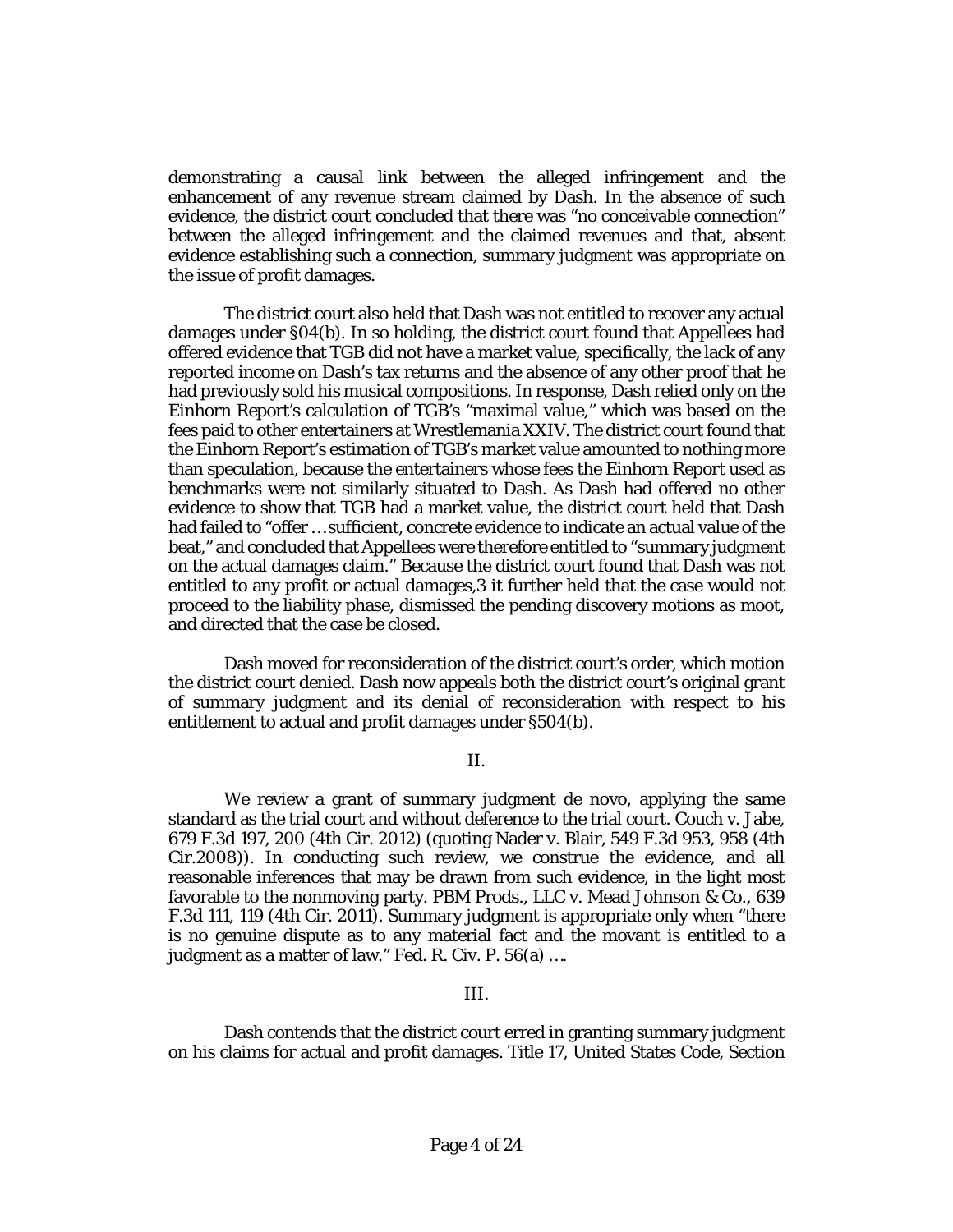demonstrating a causal link between the alleged infringement and the enhancement of any revenue stream claimed by Dash. In the absence of such evidence, the district court concluded that there was "no conceivable connection" between the alleged infringement and the claimed revenues and that, absent evidence establishing such a connection, summary judgment was appropriate on the issue of profit damages.

The district court also held that Dash was not entitled to recover any actual damages under §04(b). In so holding, the district court found that Appellees had offered evidence that TGB did not have a market value, specifically, the lack of any reported income on Dash's tax returns and the absence of any other proof that he had previously sold his musical compositions. In response, Dash relied only on the Einhorn Report's calculation of TGB's "maximal value," which was based on the fees paid to other entertainers at Wrestlemania XXIV. The district court found that the Einhorn Report's estimation of TGB's market value amounted to nothing more than speculation, because the entertainers whose fees the Einhorn Report used as benchmarks were not similarly situated to Dash. As Dash had offered no other evidence to show that TGB had a market value, the district court held that Dash had failed to "offer …sufficient, concrete evidence to indicate an actual value of the beat," and concluded that Appellees were therefore entitled to "summary judgment on the actual damages claim." Because the district court found that Dash was not entitled to any profit or actual damages,3 it further held that the case would not proceed to the liability phase, dismissed the pending discovery motions as moot, and directed that the case be closed.

Dash moved for reconsideration of the district court's order, which motion the district court denied. Dash now appeals both the district court's original grant of summary judgment and its denial of reconsideration with respect to his entitlement to actual and profit damages under §504(b).

## II.

We review a grant of summary judgment de novo, applying the same standard as the trial court and without deference to the trial court. Couch v. Jabe, 679 F.3d 197, 200 (4th Cir. 2012) (quoting Nader v. Blair, 549 F.3d 953, 958 (4th Cir.2008)). In conducting such review, we construe the evidence, and all reasonable inferences that may be drawn from such evidence, in the light most favorable to the nonmoving party. PBM Prods., LLC v. Mead Johnson & Co., 639 F.3d 111, 119 (4th Cir. 2011). Summary judgment is appropriate only when "there is no genuine dispute as to any material fact and the movant is entitled to a judgment as a matter of law." Fed. R. Civ. P. 56(a) ….

## III.

Dash contends that the district court erred in granting summary judgment on his claims for actual and profit damages. Title 17, United States Code, Section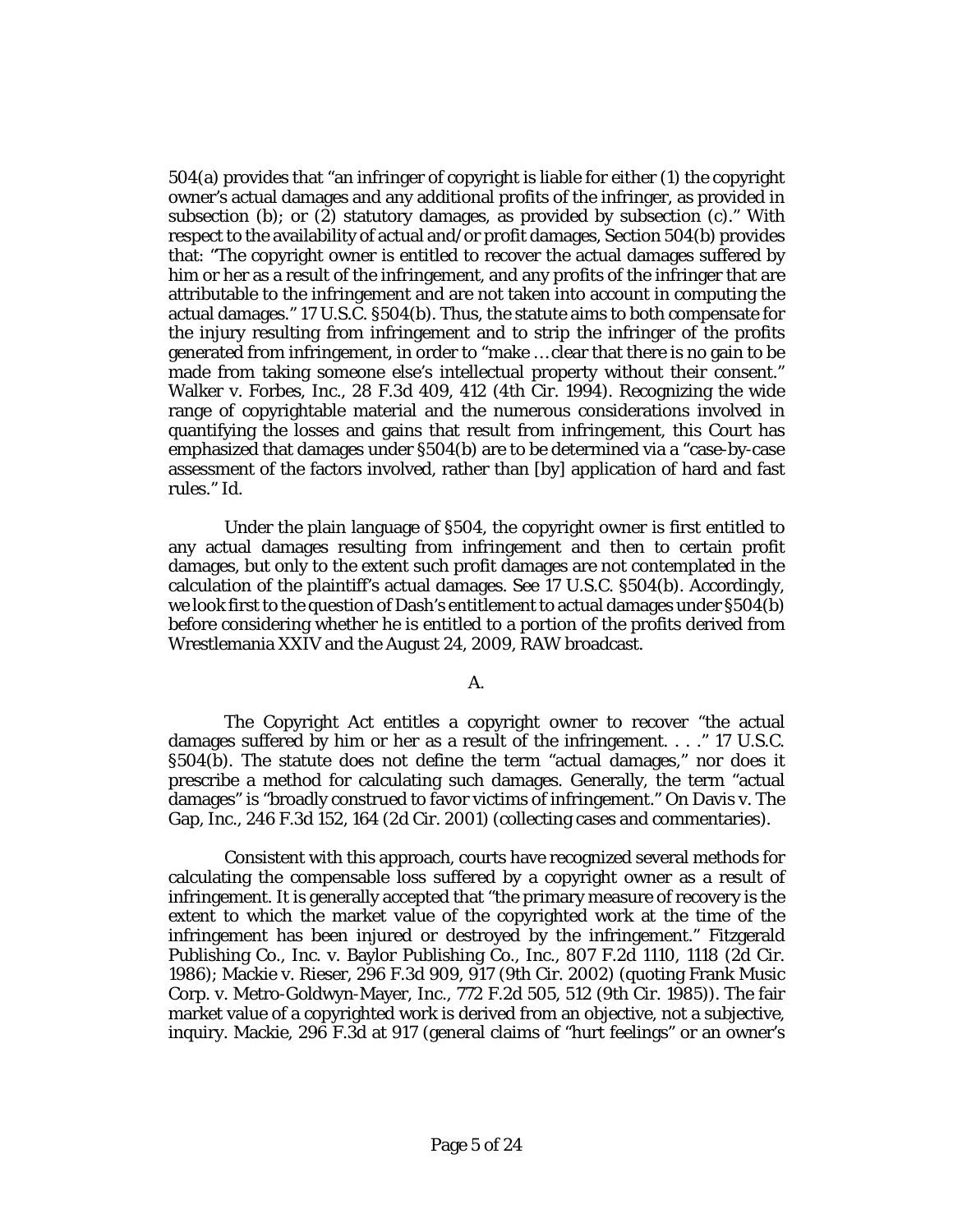504(a) provides that "an infringer of copyright is liable for either (1) the copyright owner's actual damages and any additional profits of the infringer, as provided in subsection (b); or (2) statutory damages, as provided by subsection (c)." With respect to the availability of actual and/or profit damages, Section 504(b) provides that: "The copyright owner is entitled to recover the actual damages suffered by him or her as a result of the infringement, and any profits of the infringer that are attributable to the infringement and are not taken into account in computing the actual damages." 17 U.S.C. §504(b). Thus, the statute aims to both compensate for the injury resulting from infringement and to strip the infringer of the profits generated from infringement, in order to "make … clear that there is no gain to be made from taking someone else's intellectual property without their consent." Walker v. Forbes, Inc., 28 F.3d 409, 412 (4th Cir. 1994). Recognizing the wide range of copyrightable material and the numerous considerations involved in quantifying the losses and gains that result from infringement, this Court has emphasized that damages under §504(b) are to be determined via a "case-by-case assessment of the factors involved, rather than [by] application of hard and fast rules." Id.

Under the plain language of §504, the copyright owner is first entitled to any actual damages resulting from infringement and then to certain profit damages, but only to the extent such profit damages are not contemplated in the calculation of the plaintiff's actual damages. See 17 U.S.C. §504(b). Accordingly, we look first to the question of Dash's entitlement to actual damages under §504(b) before considering whether he is entitled to a portion of the profits derived from Wrestlemania XXIV and the August 24, 2009, RAW broadcast.

A.

The Copyright Act entitles a copyright owner to recover "the actual damages suffered by him or her as a result of the infringement. . . ." 17 U.S.C. §504(b). The statute does not define the term "actual damages," nor does it prescribe a method for calculating such damages. Generally, the term "actual damages" is "broadly construed to favor victims of infringement." On Davis v. The Gap, Inc., 246 F.3d 152, 164 (2d Cir. 2001) (collecting cases and commentaries).

Consistent with this approach, courts have recognized several methods for calculating the compensable loss suffered by a copyright owner as a result of infringement. It is generally accepted that "the primary measure of recovery is the extent to which the market value of the copyrighted work at the time of the infringement has been injured or destroyed by the infringement." Fitzgerald Publishing Co., Inc. v. Baylor Publishing Co., Inc., 807 F.2d 1110, 1118 (2d Cir. 1986); Mackie v. Rieser, 296 F.3d 909, 917 (9th Cir. 2002) (quoting Frank Music Corp. v. Metro-Goldwyn-Mayer, Inc., 772 F.2d 505, 512 (9th Cir. 1985)). The fair market value of a copyrighted work is derived from an objective, not a subjective, inquiry. Mackie, 296 F.3d at 917 (general claims of "hurt feelings" or an owner's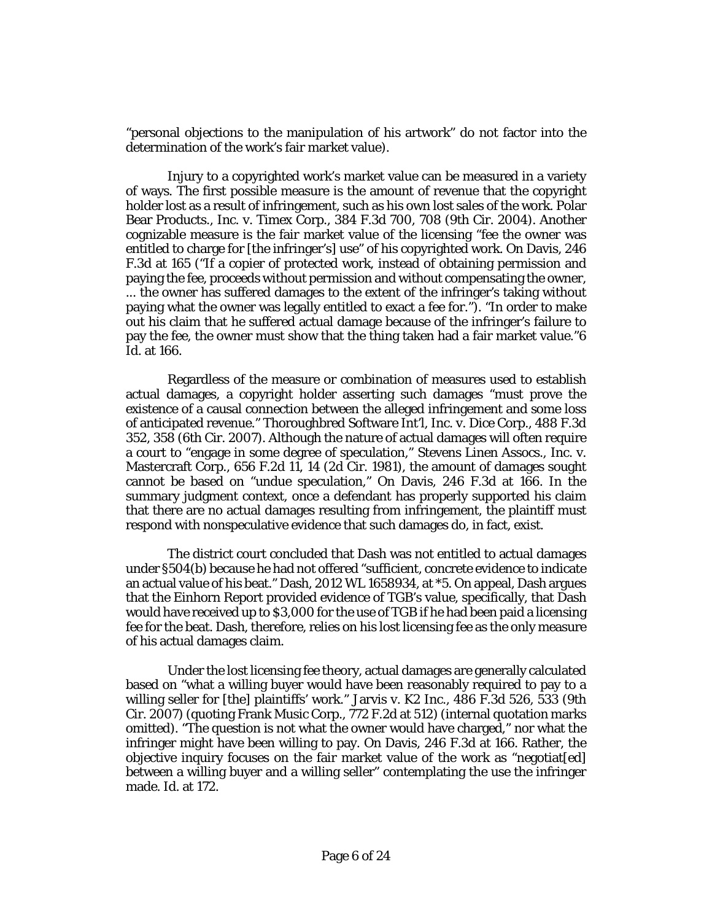"personal objections to the manipulation of his artwork" do not factor into the determination of the work's fair market value).

Injury to a copyrighted work's market value can be measured in a variety of ways. The first possible measure is the amount of revenue that the copyright holder lost as a result of infringement, such as his own lost sales of the work. Polar Bear Products., Inc. v. Timex Corp., 384 F.3d 700, 708 (9th Cir. 2004). Another cognizable measure is the fair market value of the licensing "fee the owner was entitled to charge for [the infringer's] use" of his copyrighted work. On Davis, 246 F.3d at 165 ("If a copier of protected work, instead of obtaining permission and paying the fee, proceeds without permission and without compensating the owner, ... the owner has suffered damages to the extent of the infringer's taking without paying what the owner was legally entitled to exact a fee for."). "In order to make out his claim that he suffered actual damage because of the infringer's failure to pay the fee, the owner must show that the thing taken had a fair market value."6 Id. at 166.

Regardless of the measure or combination of measures used to establish actual damages, a copyright holder asserting such damages "must prove the existence of a causal connection between the alleged infringement and some loss of anticipated revenue." Thoroughbred Software Int'l, Inc. v. Dice Corp., 488 F.3d 352, 358 (6th Cir. 2007). Although the nature of actual damages will often require a court to "engage in some degree of speculation," Stevens Linen Assocs., Inc. v. Mastercraft Corp., 656 F.2d 11, 14 (2d Cir. 1981), the amount of damages sought cannot be based on "undue speculation," On Davis, 246 F.3d at 166. In the summary judgment context, once a defendant has properly supported his claim that there are no actual damages resulting from infringement, the plaintiff must respond with nonspeculative evidence that such damages do, in fact, exist.

The district court concluded that Dash was not entitled to actual damages under §504(b) because he had not offered "sufficient, concrete evidence to indicate an actual value of his beat." Dash, 2012 WL 1658934, at *5. On appeal, Dash argues that the Einhorn Report provided evidence of TGB's value, specifically, that Dash would have received up to $3,000 for the use of TGB if he had been paid a licensing fee for the beat. Dash, therefore, relies on his lost licensing fee as the only measure of his actual damages claim.

Under the lost licensing fee theory, actual damages are generally calculated based on "what a willing buyer would have been reasonably required to pay to a willing seller for [the] plaintiffs' work." Jarvis v. K2 Inc., 486 F.3d 526, 533 (9th Cir. 2007) (quoting Frank Music Corp., 772 F.2d at 512) (internal quotation marks omitted). "The question is not what the owner would have charged," nor what the infringer might have been willing to pay. On Davis, 246 F.3d at 166. Rather, the objective inquiry focuses on the fair market value of the work as "negotiat[ed] between a willing buyer and a willing seller" contemplating the use the infringer made. Id. at 172.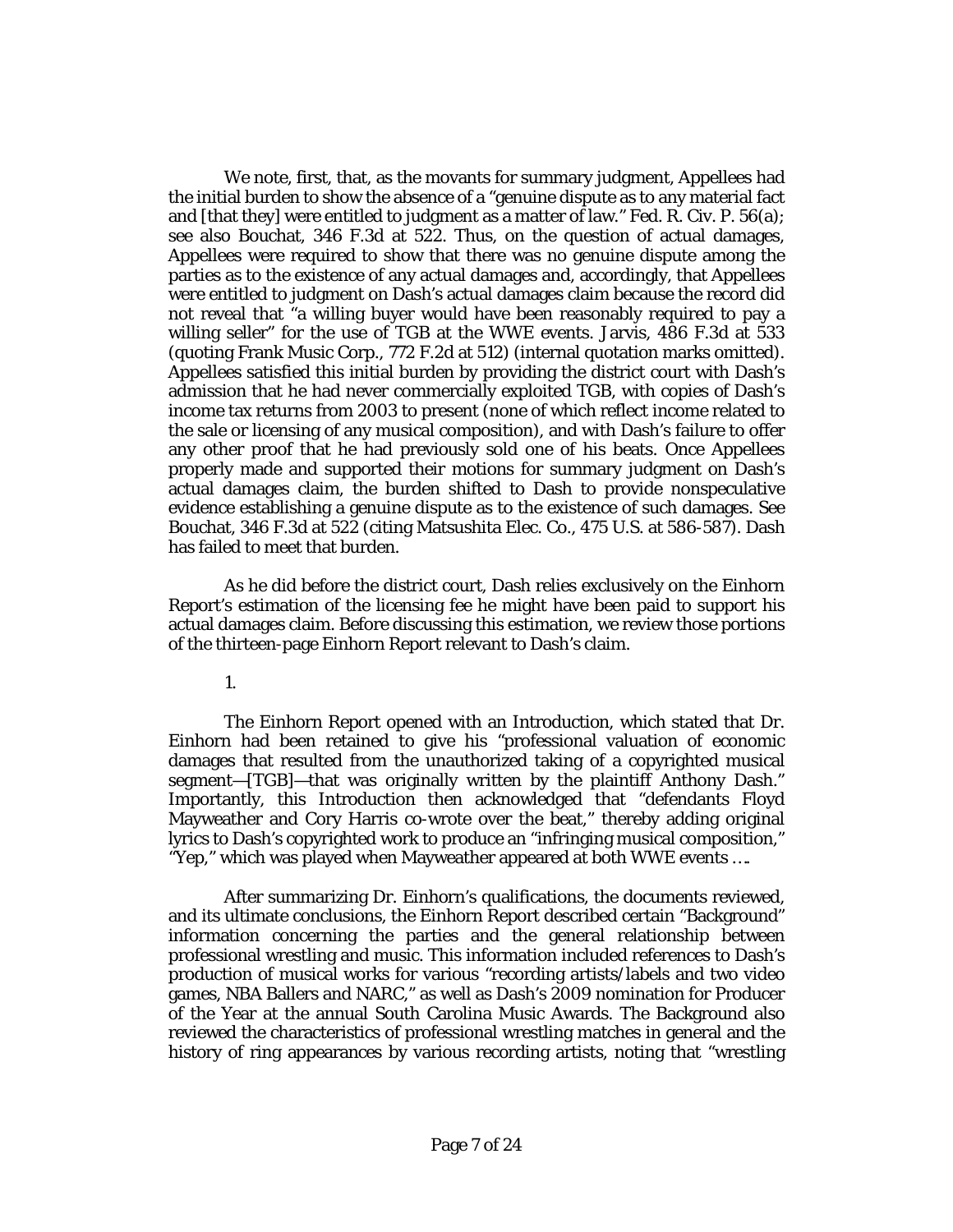We note, first, that, as the movants for summary judgment, Appellees had the initial burden to show the absence of a "genuine dispute as to any material fact and [that they] were entitled to judgment as a matter of law." Fed. R. Civ. P. 56(a); see also Bouchat, 346 F.3d at 522. Thus, on the question of actual damages, Appellees were required to show that there was no genuine dispute among the parties as to the existence of any actual damages and, accordingly, that Appellees were entitled to judgment on Dash's actual damages claim because the record did not reveal that "a willing buyer would have been reasonably required to pay a willing seller" for the use of TGB at the WWE events. Jarvis, 486 F.3d at 533 (quoting Frank Music Corp., 772 F.2d at 512) (internal quotation marks omitted). Appellees satisfied this initial burden by providing the district court with Dash's admission that he had never commercially exploited TGB, with copies of Dash's income tax returns from 2003 to present (none of which reflect income related to the sale or licensing of any musical composition), and with Dash's failure to offer any other proof that he had previously sold one of his beats. Once Appellees properly made and supported their motions for summary judgment on Dash's actual damages claim, the burden shifted to Dash to provide nonspeculative evidence establishing a genuine dispute as to the existence of such damages. See Bouchat, 346 F.3d at 522 (citing Matsushita Elec. Co., 475 U.S. at 586-587). Dash has failed to meet that burden.

As he did before the district court, Dash relies exclusively on the Einhorn Report's estimation of the licensing fee he might have been paid to support his actual damages claim. Before discussing this estimation, we review those portions of the thirteen-page Einhorn Report relevant to Dash's claim.

1.

The Einhorn Report opened with an Introduction, which stated that Dr. Einhorn had been retained to give his "professional valuation of economic damages that resulted from the unauthorized taking of a copyrighted musical segment—[TGB]—that was originally written by the plaintiff Anthony Dash." Importantly, this Introduction then acknowledged that "defendants Floyd Mayweather and Cory Harris co-wrote over the beat," thereby adding original lyrics to Dash's copyrighted work to produce an "infringing musical composition," "Yep," which was played when Mayweather appeared at both WWE events ….

After summarizing Dr. Einhorn's qualifications, the documents reviewed, and its ultimate conclusions, the Einhorn Report described certain "Background" information concerning the parties and the general relationship between professional wrestling and music. This information included references to Dash's production of musical works for various "recording artists/labels and two video games, NBA Ballers and NARC," as well as Dash's 2009 nomination for Producer of the Year at the annual South Carolina Music Awards. The Background also reviewed the characteristics of professional wrestling matches in general and the history of ring appearances by various recording artists, noting that "wrestling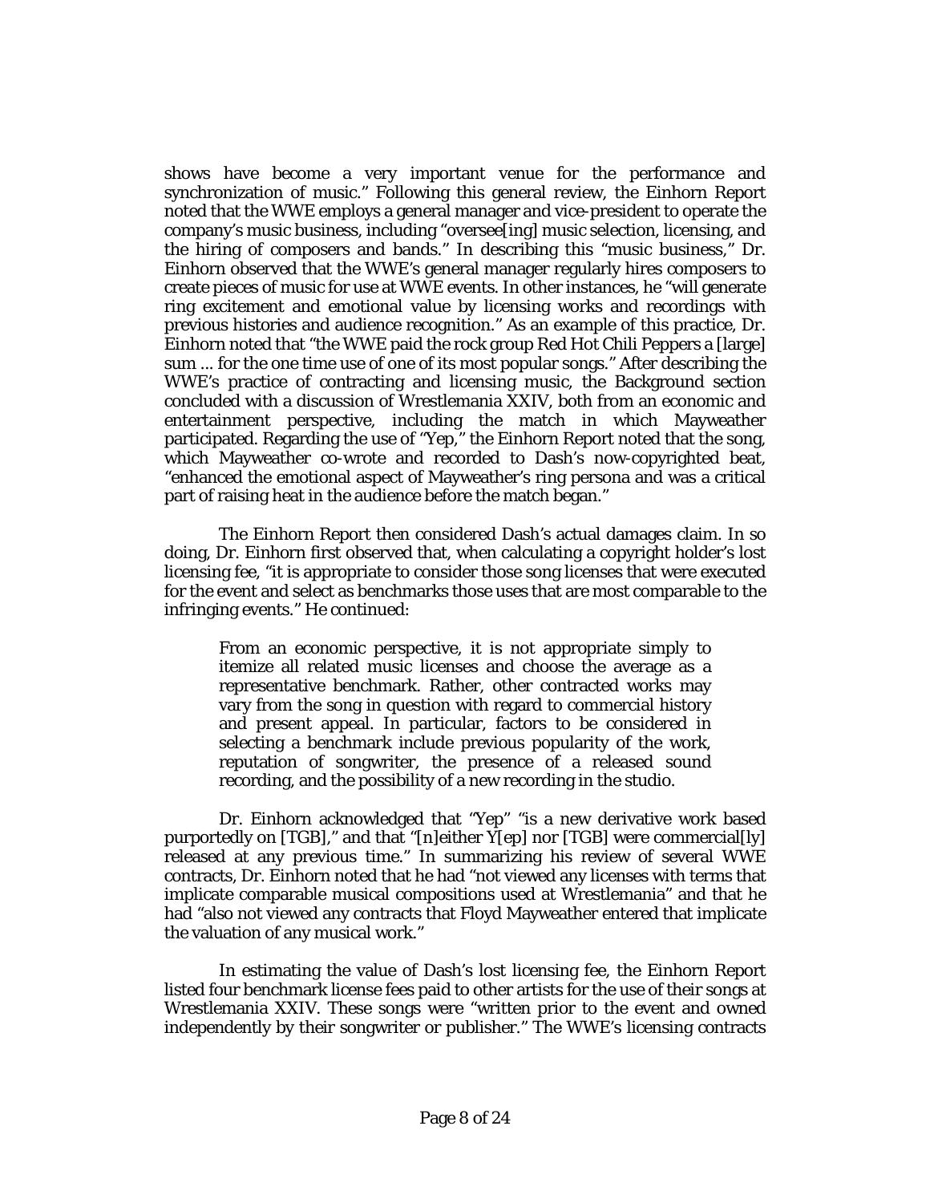shows have become a very important venue for the performance and synchronization of music." Following this general review, the Einhorn Report noted that the WWE employs a general manager and vice-president to operate the company's music business, including "oversee[ing] music selection, licensing, and the hiring of composers and bands." In describing this "music business," Dr. Einhorn observed that the WWE's general manager regularly hires composers to create pieces of music for use at WWE events. In other instances, he "will generate ring excitement and emotional value by licensing works and recordings with previous histories and audience recognition." As an example of this practice, Dr. Einhorn noted that "the WWE paid the rock group Red Hot Chili Peppers a [large] sum ... for the one time use of one of its most popular songs." After describing the WWE's practice of contracting and licensing music, the Background section concluded with a discussion of Wrestlemania XXIV, both from an economic and entertainment perspective, including the match in which Mayweather participated. Regarding the use of "Yep," the Einhorn Report noted that the song, which Mayweather co-wrote and recorded to Dash's now-copyrighted beat, "enhanced the emotional aspect of Mayweather's ring persona and was a critical part of raising heat in the audience before the match began."

The Einhorn Report then considered Dash's actual damages claim. In so doing, Dr. Einhorn first observed that, when calculating a copyright holder's lost licensing fee, "it is appropriate to consider those song licenses that were executed for the event and select as benchmarks those uses that are most comparable to the infringing events." He continued:

> From an economic perspective, it is not appropriate simply to itemize all related music licenses and choose the average as a representative benchmark. Rather, other contracted works may vary from the song in question with regard to commercial history and present appeal. In particular, factors to be considered in selecting a benchmark include previous popularity of the work, reputation of songwriter, the presence of a released sound recording, and the possibility of a new recording in the studio.

Dr. Einhorn acknowledged that "Yep" "is a new derivative work based purportedly on [TGB]," and that "[n]either Y[ep] nor [TGB] were commercial[ly] released at any previous time." In summarizing his review of several WWE contracts, Dr. Einhorn noted that he had "not viewed any licenses with terms that implicate comparable musical compositions used at Wrestlemania" and that he had "also not viewed any contracts that Floyd Mayweather entered that implicate the valuation of any musical work."

In estimating the value of Dash's lost licensing fee, the Einhorn Report listed four benchmark license fees paid to other artists for the use of their songs at Wrestlemania XXIV. These songs were "written prior to the event and owned independently by their songwriter or publisher." The WWE's licensing contracts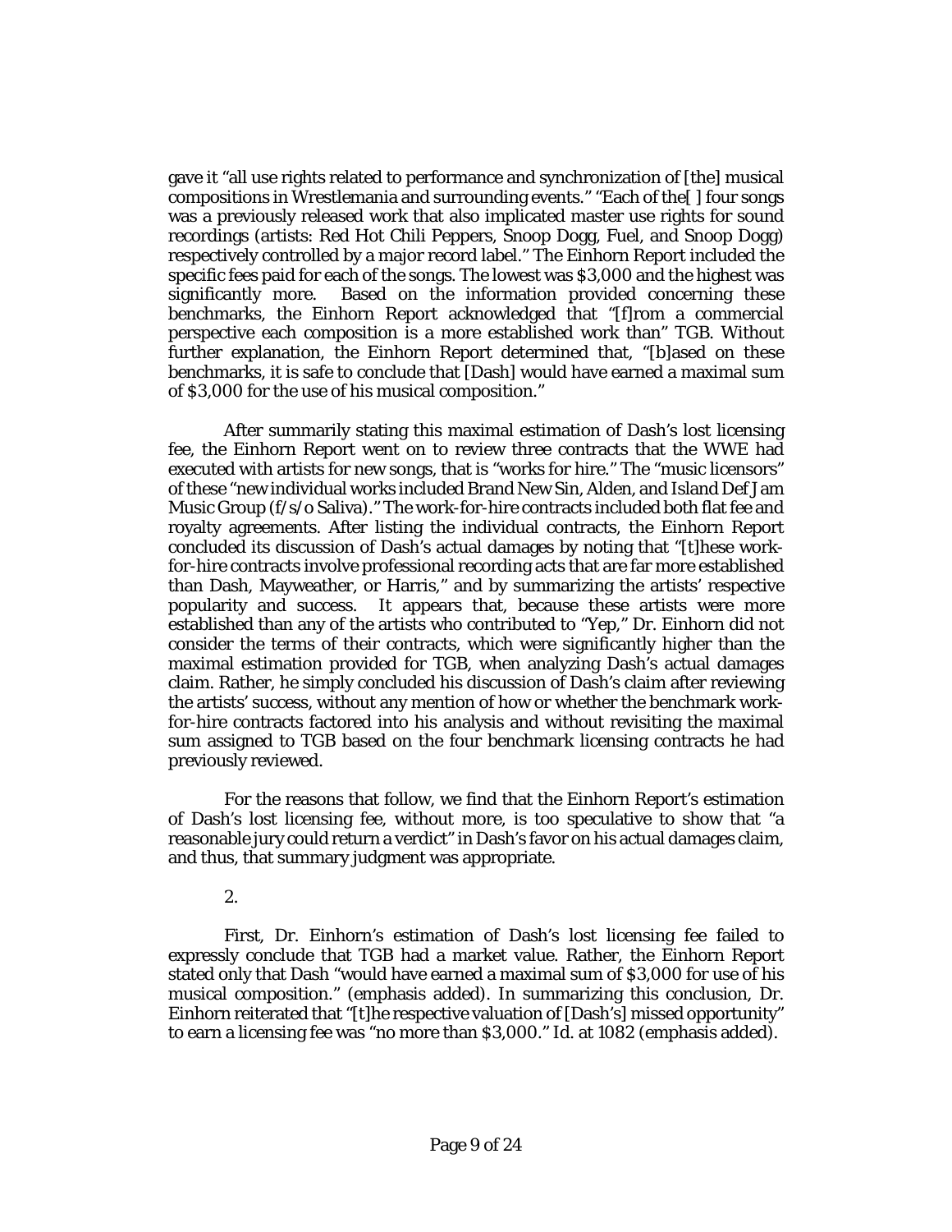gave it "all use rights related to performance and synchronization of [the] musical compositions in Wrestlemania and surrounding events." "Each of the[ ] four songs was a previously released work that also implicated master use rights for sound recordings (artists: Red Hot Chili Peppers, Snoop Dogg, Fuel, and Snoop Dogg) respectively controlled by a major record label." The Einhorn Report included the specific fees paid for each of the songs. The lowest was $3,000 and the highest was significantly more. Based on the information provided concerning these benchmarks, the Einhorn Report acknowledged that "[f]rom a commercial perspective each composition is a more established work than" TGB. Without further explanation, the Einhorn Report determined that, "[b]ased on these benchmarks, it is safe to conclude that [Dash] would have earned a maximal sum of $3,000 for the use of his musical composition."

After summarily stating this maximal estimation of Dash's lost licensing fee, the Einhorn Report went on to review three contracts that the WWE had executed with artists for new songs, that is "works for hire." The "music licensors" of these "new individual works included Brand New Sin, Alden, and Island Def Jam Music Group (f/s/o Saliva)." The work-for-hire contracts included both flat fee and royalty agreements. After listing the individual contracts, the Einhorn Report concluded its discussion of Dash's actual damages by noting that "[t]hese work-for-hire contracts involve professional recording acts that are far more established than Dash, Mayweather, or Harris," and by summarizing the artists' respective popularity and success. It appears that, because these artists were more established than any of the artists who contributed to "Yep," Dr. Einhorn did not consider the terms of their contracts, which were significantly higher than the maximal estimation provided for TGB, when analyzing Dash's actual damages claim. Rather, he simply concluded his discussion of Dash's claim after reviewing the artists' success, without any mention of how or whether the benchmark work-for-hire contracts factored into his analysis and without revisiting the maximal sum assigned to TGB based on the four benchmark licensing contracts he had previously reviewed.

For the reasons that follow, we find that the Einhorn Report's estimation of Dash's lost licensing fee, without more, is too speculative to show that "a reasonable jury could return a verdict" in Dash's favor on his actual damages claim, and thus, that summary judgment was appropriate.

2.

First, Dr. Einhorn's estimation of Dash's lost licensing fee failed to expressly conclude that TGB had a market value. Rather, the Einhorn Report stated only that Dash "would have earned a maximal sum of $3,000 for use of his musical composition." (emphasis added). In summarizing this conclusion, Dr. Einhorn reiterated that "[t]he respective valuation of [Dash's] missed opportunity" to earn a licensing fee was "no more than $3,000." Id. at 1082 (emphasis added).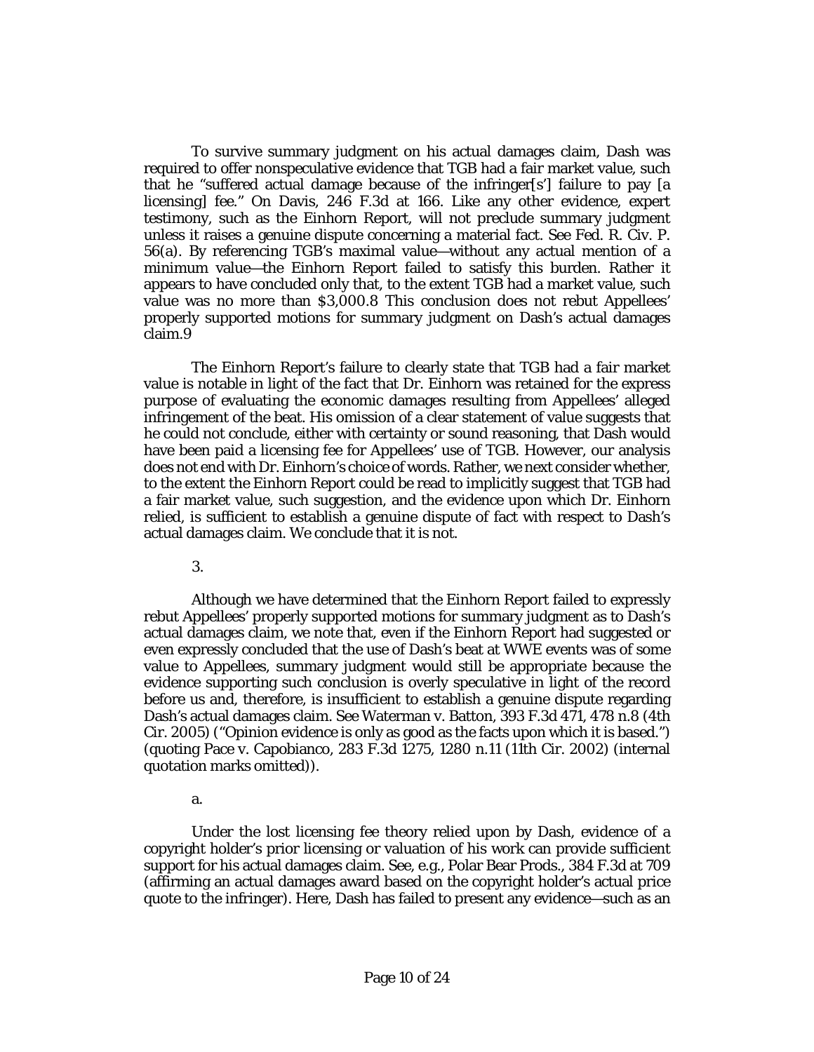To survive summary judgment on his actual damages claim, Dash was required to offer nonspeculative evidence that TGB had a fair market value, such that he "suffered actual damage because of the infringer[s'] failure to pay [a licensing] fee." On Davis, 246 F.3d at 166. Like any other evidence, expert testimony, such as the Einhorn Report, will not preclude summary judgment unless it raises a genuine dispute concerning a material fact. See Fed. R. Civ. P. 56(a). By referencing TGB's maximal value—without any actual mention of a minimum value—the Einhorn Report failed to satisfy this burden. Rather it appears to have concluded only that, to the extent TGB had a market value, such value was no more than $3,000.[8] This conclusion does not rebut Appellees' properly supported motions for summary judgment on Dash's actual damages claim.[9]

The Einhorn Report's failure to clearly state that TGB had a fair market value is notable in light of the fact that Dr. Einhorn was retained for the express purpose of evaluating the economic damages resulting from Appellees' alleged infringement of the beat. His omission of a clear statement of value suggests that he could not conclude, either with certainty or sound reasoning, that Dash would have been paid a licensing fee for Appellees' use of TGB. However, our analysis does not end with Dr. Einhorn's choice of words. Rather, we next consider whether, to the extent the Einhorn Report could be read to implicitly suggest that TGB had a fair market value, such suggestion, and the evidence upon which Dr. Einhorn relied, is sufficient to establish a genuine dispute of fact with respect to Dash's actual damages claim. We conclude that it is not.

3.

Although we have determined that the Einhorn Report failed to expressly rebut Appellees' properly supported motions for summary judgment as to Dash's actual damages claim, we note that, even if the Einhorn Report had suggested or even expressly concluded that the use of Dash's beat at WWE events was of some value to Appellees, summary judgment would still be appropriate because the evidence supporting such conclusion is overly speculative in light of the record before us and, therefore, is insufficient to establish a genuine dispute regarding Dash's actual damages claim. See Waterman v. Batton, 393 F.3d 471, 478 n.8 (4th Cir. 2005) ("Opinion evidence is only as good as the facts upon which it is based.") (quoting Pace v. Capobianco, 283 F.3d 1275, 1280 n.11 (11th Cir. 2002) (internal quotation marks omitted)).

a.

Under the lost licensing fee theory relied upon by Dash, evidence of a copyright holder's prior licensing or valuation of his work can provide sufficient support for his actual damages claim. See, e.g., Polar Bear Prods., 384 F.3d at 709 (affirming an actual damages award based on the copyright holder's actual price quote to the infringer). Here, Dash has failed to present any evidence—such as an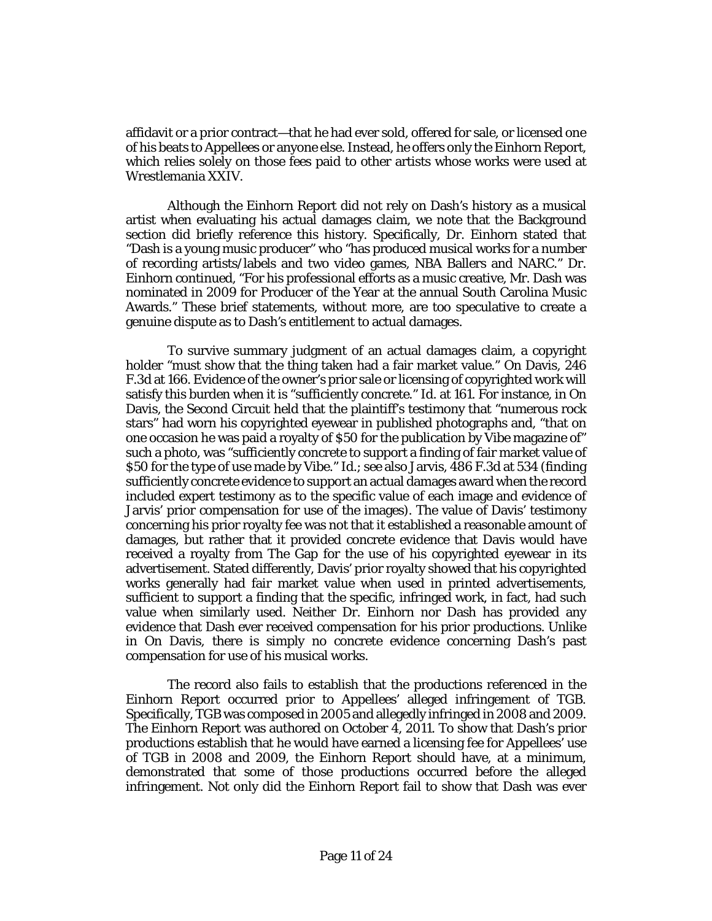affidavit or a prior contract—that he had ever sold, offered for sale, or licensed one of his beats to Appellees or anyone else. Instead, he offers only the Einhorn Report, which relies solely on those fees paid to other artists whose works were used at Wrestlemania XXIV.

Although the Einhorn Report did not rely on Dash's history as a musical artist when evaluating his actual damages claim, we note that the Background section did briefly reference this history. Specifically, Dr. Einhorn stated that "Dash is a young music producer" who "has produced musical works for a number of recording artists/labels and two video games, NBA Ballers and NARC." Dr. Einhorn continued, "For his professional efforts as a music creative, Mr. Dash was nominated in 2009 for Producer of the Year at the annual South Carolina Music Awards." These brief statements, without more, are too speculative to create a genuine dispute as to Dash's entitlement to actual damages.

To survive summary judgment of an actual damages claim, a copyright holder "must show that the thing taken had a fair market value." On Davis, 246 F.3d at 166. Evidence of the owner's prior sale or licensing of copyrighted work will satisfy this burden when it is "sufficiently concrete." Id. at 161. For instance, in On Davis, the Second Circuit held that the plaintiff's testimony that "numerous rock stars" had worn his copyrighted eyewear in published photographs and, "that on one occasion he was paid a royalty of $50 for the publication by Vibe magazine of" such a photo, was "sufficiently concrete to support a finding of fair market value of $50 for the type of use made by Vibe." Id.; see also Jarvis, 486 F.3d at 534 (finding sufficiently concrete evidence to support an actual damages award when the record included expert testimony as to the specific value of each image and evidence of Jarvis' prior compensation for use of the images). The value of Davis' testimony concerning his prior royalty fee was not that it established a reasonable amount of damages, but rather that it provided concrete evidence that Davis would have received a royalty from The Gap for the use of his copyrighted eyewear in its advertisement. Stated differently, Davis' prior royalty showed that his copyrighted works generally had fair market value when used in printed advertisements, sufficient to support a finding that the specific, infringed work, in fact, had such value when similarly used. Neither Dr. Einhorn nor Dash has provided any evidence that Dash ever received compensation for his prior productions. Unlike in On Davis, there is simply no concrete evidence concerning Dash's past compensation for use of his musical works.

The record also fails to establish that the productions referenced in the Einhorn Report occurred prior to Appellees' alleged infringement of TGB. Specifically, TGB was composed in 2005 and allegedly infringed in 2008 and 2009. The Einhorn Report was authored on October 4, 2011. To show that Dash's prior productions establish that he would have earned a licensing fee for Appellees' use of TGB in 2008 and 2009, the Einhorn Report should have, at a minimum, demonstrated that some of those productions occurred before the alleged infringement. Not only did the Einhorn Report fail to show that Dash was ever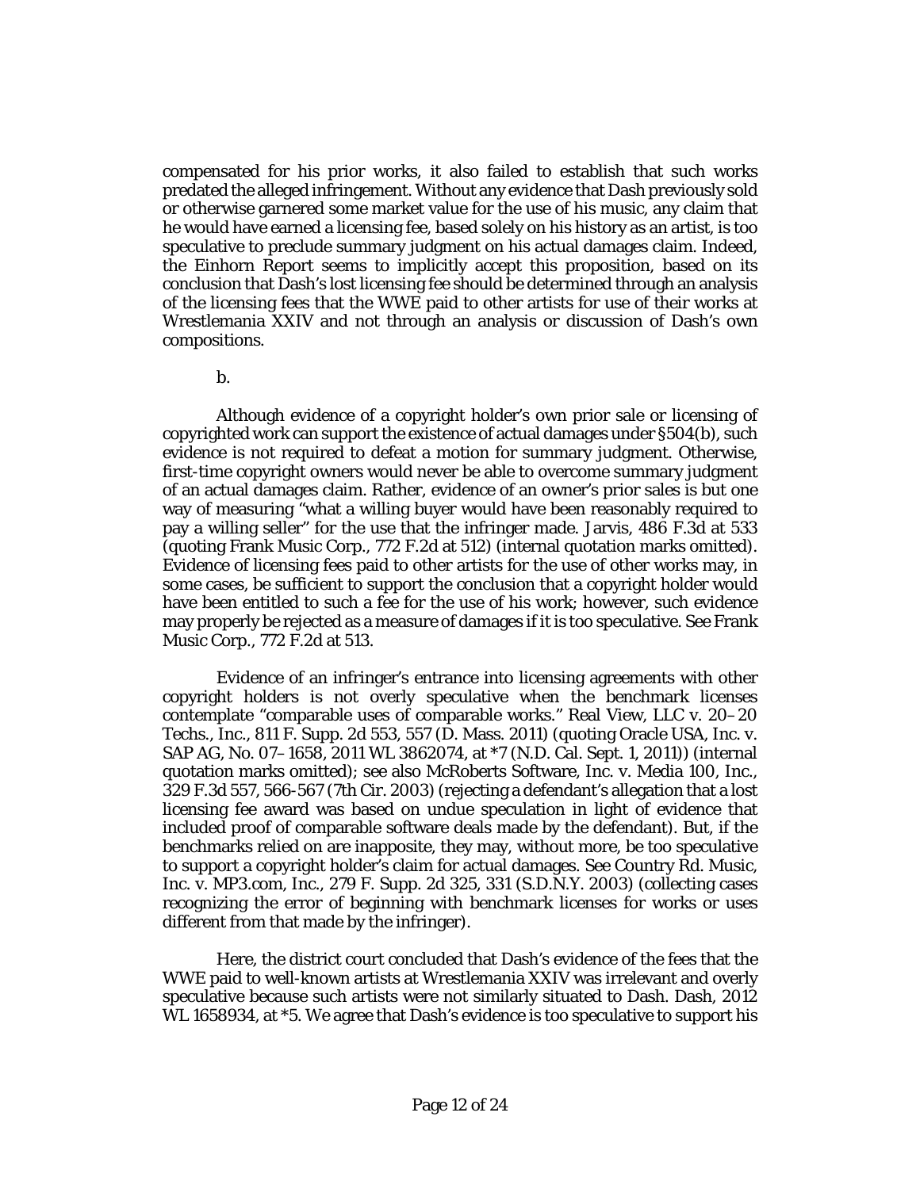compensated for his prior works, it also failed to establish that such works predated the alleged infringement. Without any evidence that Dash previously sold or otherwise garnered some market value for the use of his music, any claim that he would have earned a licensing fee, based solely on his history as an artist, is too speculative to preclude summary judgment on his actual damages claim. Indeed, the Einhorn Report seems to implicitly accept this proposition, based on its conclusion that Dash's lost licensing fee should be determined through an analysis of the licensing fees that the WWE paid to other artists for use of their works at Wrestlemania XXIV and not through an analysis or discussion of Dash's own compositions.

b.

Although evidence of a copyright holder's own prior sale or licensing of copyrighted work can support the existence of actual damages under §504(b), such evidence is not required to defeat a motion for summary judgment. Otherwise, first-time copyright owners would never be able to overcome summary judgment of an actual damages claim. Rather, evidence of an owner's prior sales is but one way of measuring "what a willing buyer would have been reasonably required to pay a willing seller" for the use that the infringer made. Jarvis, 486 F.3d at 533 (quoting Frank Music Corp., 772 F.2d at 512) (internal quotation marks omitted). Evidence of licensing fees paid to other artists for the use of other works may, in some cases, be sufficient to support the conclusion that a copyright holder would have been entitled to such a fee for the use of his work; however, such evidence may properly be rejected as a measure of damages if it is too speculative. See Frank Music Corp., 772 F.2d at 513.

Evidence of an infringer's entrance into licensing agreements with other copyright holders is not overly speculative when the benchmark licenses contemplate "comparable uses of comparable works." Real View, LLC v. 20–20 Techs., Inc., 811 F. Supp. 2d 553, 557 (D. Mass. 2011) (quoting Oracle USA, Inc. v. SAP AG, No. 07–1658, 2011 WL 3862074, at *7 (N.D. Cal. Sept. 1, 2011)) (internal quotation marks omitted); see also McRoberts Software, Inc. v. Media 100, Inc., 329 F.3d 557, 566-567 (7th Cir. 2003) (rejecting a defendant's allegation that a lost licensing fee award was based on undue speculation in light of evidence that included proof of comparable software deals made by the defendant). But, if the benchmarks relied on are inapposite, they may, without more, be too speculative to support a copyright holder's claim for actual damages. See Country Rd. Music, Inc. v. MP3.com, Inc., 279 F. Supp. 2d 325, 331 (S.D.N.Y. 2003) (collecting cases recognizing the error of beginning with benchmark licenses for works or uses different from that made by the infringer).

Here, the district court concluded that Dash's evidence of the fees that the WWE paid to well-known artists at Wrestlemania XXIV was irrelevant and overly speculative because such artists were not similarly situated to Dash. Dash, 2012 WL 1658934, at *5. We agree that Dash's evidence is too speculative to support his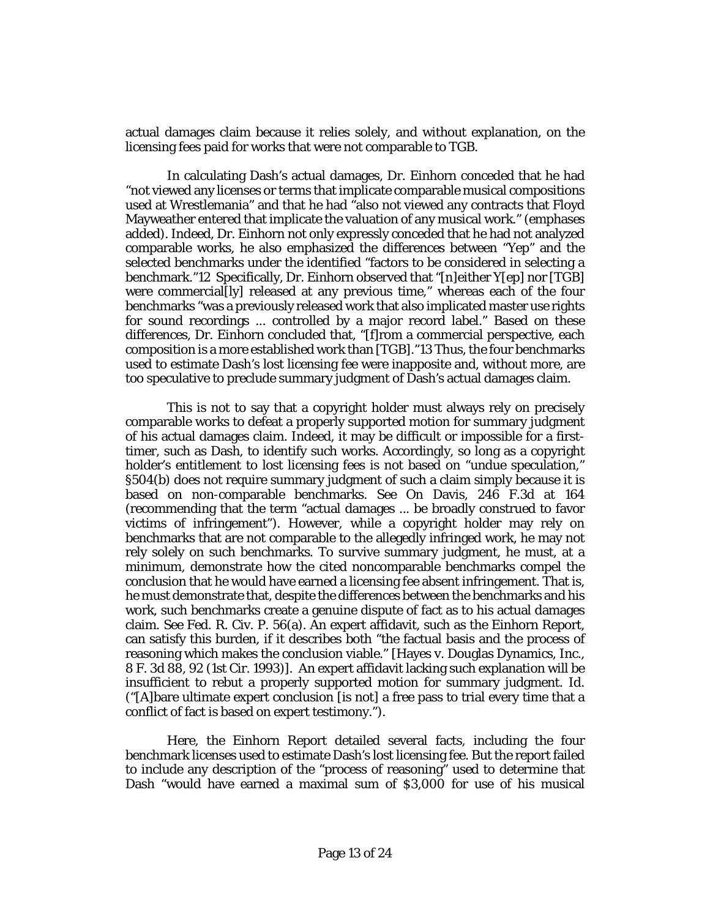actual damages claim because it relies solely, and without explanation, on the licensing fees paid for works that were not comparable to TGB.

In calculating Dash's actual damages, Dr. Einhorn conceded that he had "not viewed any licenses or terms that implicate comparable musical compositions used at Wrestlemania" and that he had "also not viewed any contracts that Floyd Mayweather entered that implicate the valuation of any musical work." (emphases added). Indeed, Dr. Einhorn not only expressly conceded that he had not analyzed comparable works, he also emphasized the differences between "Yep" and the selected benchmarks under the identified "factors to be considered in selecting a benchmark."[12] Specifically, Dr. Einhorn observed that "[n]either Y[ep] nor [TGB] were commercial[ly] released at any previous time," whereas each of the four benchmarks "was a previously released work that also implicated master use rights for sound recordings ... controlled by a major record label." Based on these differences, Dr. Einhorn concluded that, "[f]rom a commercial perspective, each composition is a more established work than [TGB]."[13] Thus, the four benchmarks used to estimate Dash's lost licensing fee were inapposite and, without more, are too speculative to preclude summary judgment of Dash's actual damages claim.

This is not to say that a copyright holder must always rely on precisely comparable works to defeat a properly supported motion for summary judgment of his actual damages claim. Indeed, it may be difficult or impossible for a first-timer, such as Dash, to identify such works. Accordingly, so long as a copyright holder's entitlement to lost licensing fees is not based on "undue speculation," §504(b) does not require summary judgment of such a claim simply because it is based on non-comparable benchmarks. See On Davis, 246 F.3d at 164 (recommending that the term "actual damages ... be broadly construed to favor victims of infringement"). However, while a copyright holder may rely on benchmarks that are not comparable to the allegedly infringed work, he may not rely solely on such benchmarks. To survive summary judgment, he must, at a minimum, demonstrate how the cited noncomparable benchmarks compel the conclusion that he would have earned a licensing fee absent infringement. That is, he must demonstrate that, despite the differences between the benchmarks and his work, such benchmarks create a genuine dispute of fact as to his actual damages claim. See Fed. R. Civ. P. 56(a). An expert affidavit, such as the Einhorn Report, can satisfy this burden, if it describes both "the factual basis and the process of reasoning which makes the conclusion viable." [Hayes v. Douglas Dynamics, Inc., 8 F. 3d 88, 92 (1st Cir. 1993)]. An expert affidavit lacking such explanation will be insufficient to rebut a properly supported motion for summary judgment. Id. ("[A]bare ultimate expert conclusion [is not] a free pass to trial every time that a conflict of fact is based on expert testimony.").

Here, the Einhorn Report detailed several facts, including the four benchmark licenses used to estimate Dash's lost licensing fee. But the report failed to include any description of the "process of reasoning" used to determine that Dash "would have earned a maximal sum of $3,000 for use of his musical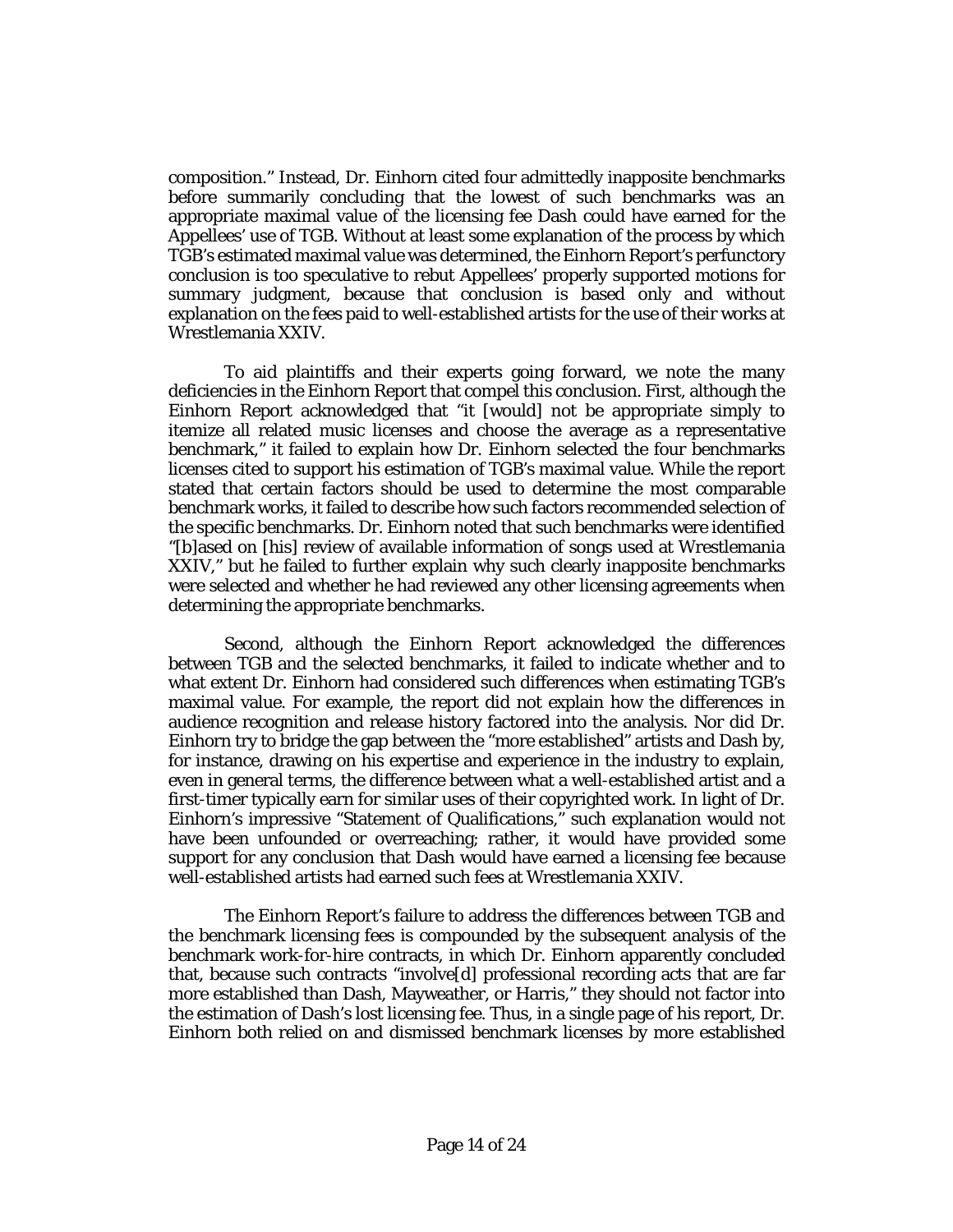composition." Instead, Dr. Einhorn cited four admittedly inapposite benchmarks before summarily concluding that the lowest of such benchmarks was an appropriate maximal value of the licensing fee Dash could have earned for the Appellees' use of TGB. Without at least some explanation of the process by which TGB's estimated maximal value was determined, the Einhorn Report's perfunctory conclusion is too speculative to rebut Appellees' properly supported motions for summary judgment, because that conclusion is based only and without explanation on the fees paid to well-established artists for the use of their works at Wrestlemania XXIV.

To aid plaintiffs and their experts going forward, we note the many deficiencies in the Einhorn Report that compel this conclusion. First, although the Einhorn Report acknowledged that "it [would] not be appropriate simply to itemize all related music licenses and choose the average as a representative benchmark," it failed to explain how Dr. Einhorn selected the four benchmarks licenses cited to support his estimation of TGB's maximal value. While the report stated that certain factors should be used to determine the most comparable benchmark works, it failed to describe how such factors recommended selection of the specific benchmarks. Dr. Einhorn noted that such benchmarks were identified "[b]ased on [his] review of available information of songs used at Wrestlemania XXIV," but he failed to further explain why such clearly inapposite benchmarks were selected and whether he had reviewed any other licensing agreements when determining the appropriate benchmarks.

Second, although the Einhorn Report acknowledged the differences between TGB and the selected benchmarks, it failed to indicate whether and to what extent Dr. Einhorn had considered such differences when estimating TGB's maximal value. For example, the report did not explain how the differences in audience recognition and release history factored into the analysis. Nor did Dr. Einhorn try to bridge the gap between the "more established" artists and Dash by, for instance, drawing on his expertise and experience in the industry to explain, even in general terms, the difference between what a well-established artist and a first-timer typically earn for similar uses of their copyrighted work. In light of Dr. Einhorn's impressive "Statement of Qualifications," such explanation would not have been unfounded or overreaching; rather, it would have provided some support for any conclusion that Dash would have earned a licensing fee because well-established artists had earned such fees at Wrestlemania XXIV.

The Einhorn Report's failure to address the differences between TGB and the benchmark licensing fees is compounded by the subsequent analysis of the benchmark work-for-hire contracts, in which Dr. Einhorn apparently concluded that, because such contracts "involve[d] professional recording acts that are far more established than Dash, Mayweather, or Harris," they should not factor into the estimation of Dash's lost licensing fee. Thus, in a single page of his report, Dr. Einhorn both relied on and dismissed benchmark licenses by more established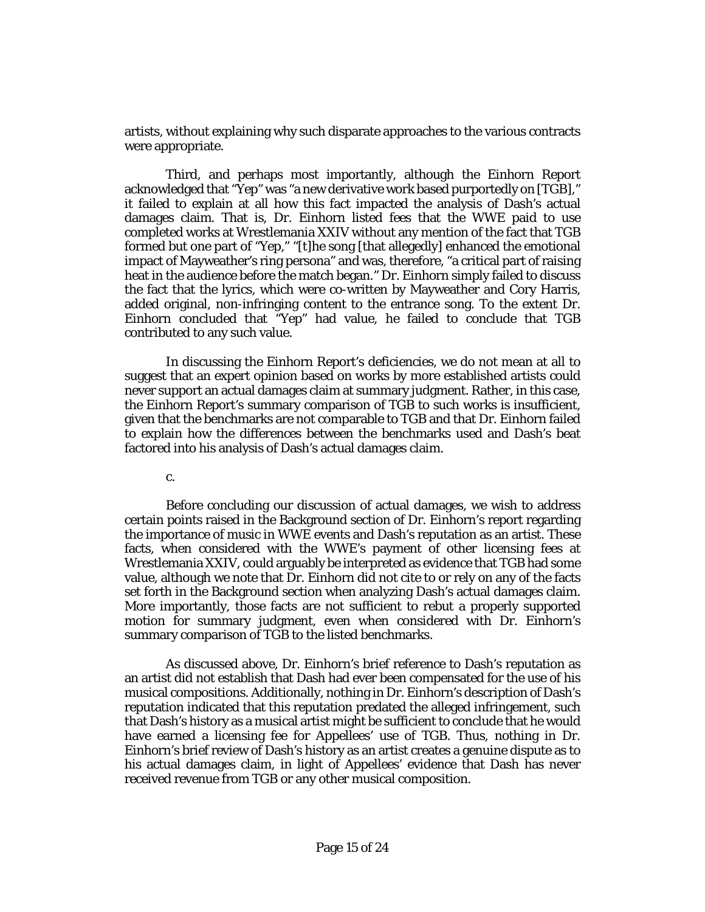artists, without explaining why such disparate approaches to the various contracts were appropriate.

Third, and perhaps most importantly, although the Einhorn Report acknowledged that "Yep" was "a new derivative work based purportedly on [TGB]," it failed to explain at all how this fact impacted the analysis of Dash's actual damages claim. That is, Dr. Einhorn listed fees that the WWE paid to use completed works at Wrestlemania XXIV without any mention of the fact that TGB formed but one part of "Yep," "[t]he song [that allegedly] enhanced the emotional impact of Mayweather's ring persona" and was, therefore, "a critical part of raising heat in the audience before the match began." Dr. Einhorn simply failed to discuss the fact that the lyrics, which were co-written by Mayweather and Cory Harris, added original, non-infringing content to the entrance song. To the extent Dr. Einhorn concluded that "Yep" had value, he failed to conclude that TGB contributed to any such value.

In discussing the Einhorn Report's deficiencies, we do not mean at all to suggest that an expert opinion based on works by more established artists could never support an actual damages claim at summary judgment. Rather, in this case, the Einhorn Report's summary comparison of TGB to such works is insufficient, given that the benchmarks are not comparable to TGB and that Dr. Einhorn failed to explain how the differences between the benchmarks used and Dash's beat factored into his analysis of Dash's actual damages claim.

c.

Before concluding our discussion of actual damages, we wish to address certain points raised in the Background section of Dr. Einhorn's report regarding the importance of music in WWE events and Dash's reputation as an artist. These facts, when considered with the WWE's payment of other licensing fees at Wrestlemania XXIV, could arguably be interpreted as evidence that TGB had some value, although we note that Dr. Einhorn did not cite to or rely on any of the facts set forth in the Background section when analyzing Dash's actual damages claim. More importantly, those facts are not sufficient to rebut a properly supported motion for summary judgment, even when considered with Dr. Einhorn's summary comparison of TGB to the listed benchmarks.

As discussed above, Dr. Einhorn's brief reference to Dash's reputation as an artist did not establish that Dash had ever been compensated for the use of his musical compositions. Additionally, nothing in Dr. Einhorn's description of Dash's reputation indicated that this reputation predated the alleged infringement, such that Dash's history as a musical artist might be sufficient to conclude that he would have earned a licensing fee for Appellees' use of TGB. Thus, nothing in Dr. Einhorn's brief review of Dash's history as an artist creates a genuine dispute as to his actual damages claim, in light of Appellees' evidence that Dash has never received revenue from TGB or any other musical composition.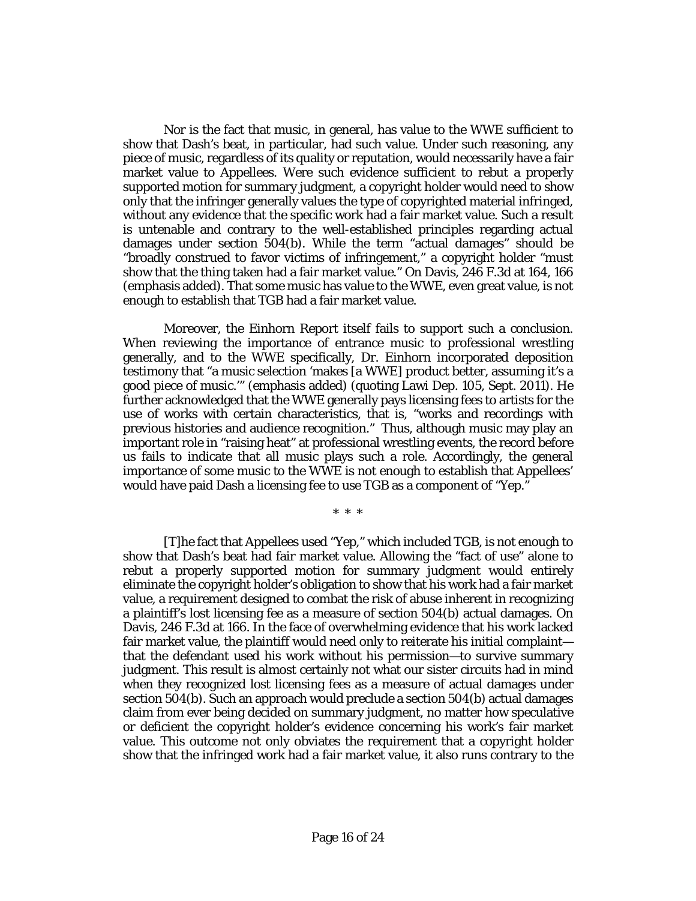Nor is the fact that music, in general, has value to the WWE sufficient to show that Dash's beat, in particular, had such value. Under such reasoning, any piece of music, regardless of its quality or reputation, would necessarily have a fair market value to Appellees. Were such evidence sufficient to rebut a properly supported motion for summary judgment, a copyright holder would need to show only that the infringer generally values the type of copyrighted material infringed, without any evidence that the specific work had a fair market value. Such a result is untenable and contrary to the well-established principles regarding actual damages under section 504(b). While the term "actual damages" should be "broadly construed to favor victims of infringement," a copyright holder "must show that the thing taken had a fair market value." On Davis, 246 F.3d at 164, 166 (emphasis added). That some music has value to the WWE, even great value, is not enough to establish that TGB had a fair market value.

Moreover, the Einhorn Report itself fails to support such a conclusion. When reviewing the importance of entrance music to professional wrestling generally, and to the WWE specifically, Dr. Einhorn incorporated deposition testimony that "a music selection 'makes [a WWE] product better, assuming it's a good piece of music.'" (emphasis added) (quoting Lawi Dep. 105, Sept. 2011). He further acknowledged that the WWE generally pays licensing fees to artists for the use of works with certain characteristics, that is, "works and recordings with previous histories and audience recognition." Thus, although music may play an important role in "raising heat" at professional wrestling events, the record before us fails to indicate that all music plays such a role. Accordingly, the general importance of some music to the WWE is not enough to establish that Appellees' would have paid Dash a licensing fee to use TGB as a component of "Yep."

\* \* \*

[T]he fact that Appellees used "Yep," which included TGB, is not enough to show that Dash's beat had fair market value. Allowing the "fact of use" alone to rebut a properly supported motion for summary judgment would entirely eliminate the copyright holder's obligation to show that his work had a fair market value, a requirement designed to combat the risk of abuse inherent in recognizing a plaintiff's lost licensing fee as a measure of section 504(b) actual damages. On Davis, 246 F.3d at 166. In the face of overwhelming evidence that his work lacked fair market value, the plaintiff would need only to reiterate his initial complaint—that the defendant used his work without his permission—to survive summary judgment. This result is almost certainly not what our sister circuits had in mind when they recognized lost licensing fees as a measure of actual damages under section 504(b). Such an approach would preclude a section 504(b) actual damages claim from ever being decided on summary judgment, no matter how speculative or deficient the copyright holder's evidence concerning his work's fair market value. This outcome not only obviates the requirement that a copyright holder show that the infringed work had a fair market value, it also runs contrary to the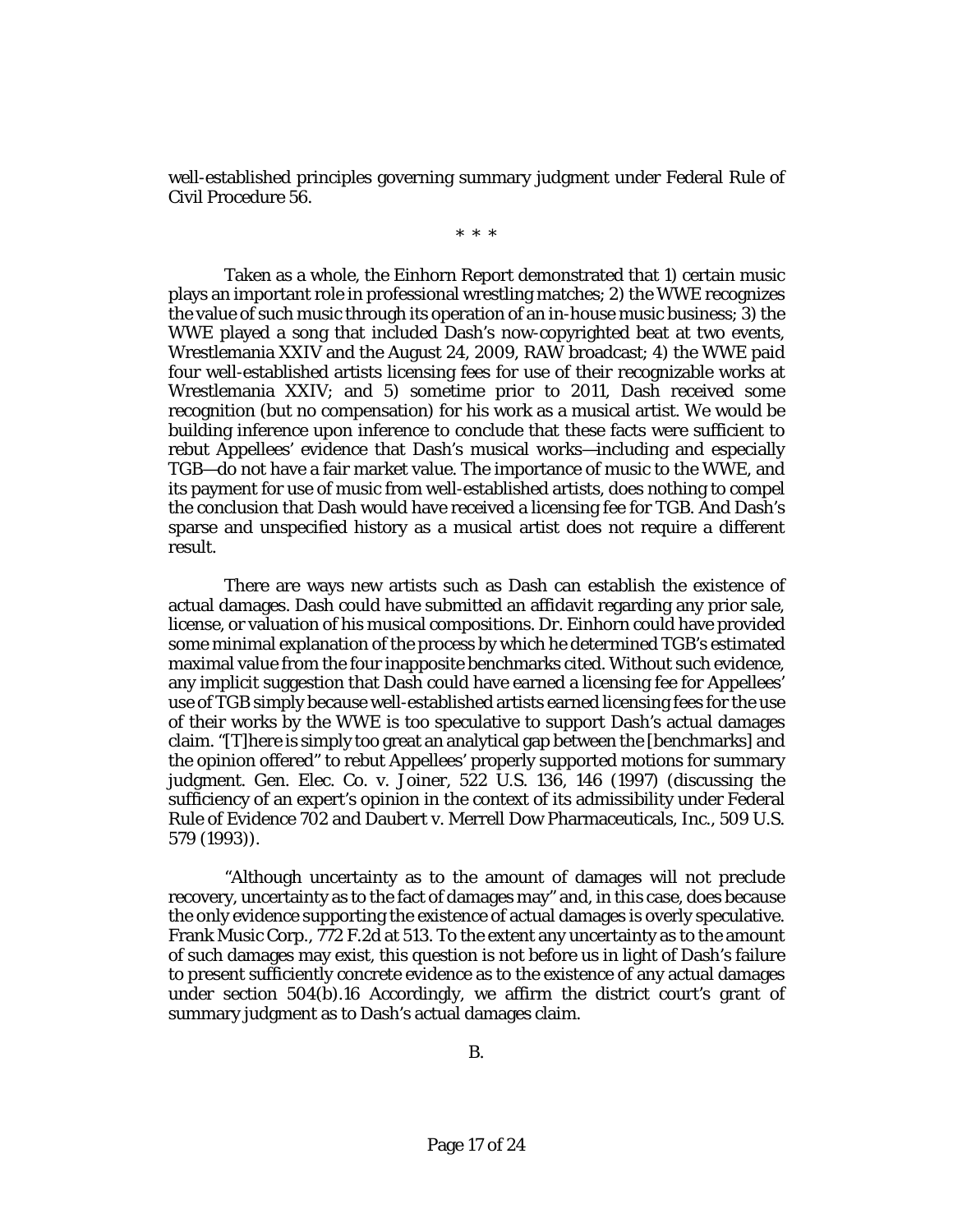well-established principles governing summary judgment under Federal Rule of Civil Procedure 56.

\* \* \*

Taken as a whole, the Einhorn Report demonstrated that 1) certain music plays an important role in professional wrestling matches; 2) the WWE recognizes the value of such music through its operation of an in-house music business; 3) the WWE played a song that included Dash's now-copyrighted beat at two events, Wrestlemania XXIV and the August 24, 2009, RAW broadcast; 4) the WWE paid four well-established artists licensing fees for use of their recognizable works at Wrestlemania XXIV; and 5) sometime prior to 2011, Dash received some recognition (but no compensation) for his work as a musical artist. We would be building inference upon inference to conclude that these facts were sufficient to rebut Appellees' evidence that Dash's musical works—including and especially TGB—do not have a fair market value. The importance of music to the WWE, and its payment for use of music from well-established artists, does nothing to compel the conclusion that Dash would have received a licensing fee for TGB. And Dash's sparse and unspecified history as a musical artist does not require a different result.

There are ways new artists such as Dash can establish the existence of actual damages. Dash could have submitted an affidavit regarding any prior sale, license, or valuation of his musical compositions. Dr. Einhorn could have provided some minimal explanation of the process by which he determined TGB's estimated maximal value from the four inapposite benchmarks cited. Without such evidence, any implicit suggestion that Dash could have earned a licensing fee for Appellees' use of TGB simply because well-established artists earned licensing fees for the use of their works by the WWE is too speculative to support Dash's actual damages claim. "[T]here is simply too great an analytical gap between the [benchmarks] and the opinion offered" to rebut Appellees' properly supported motions for summary judgment. Gen. Elec. Co. v. Joiner, 522 U.S. 136, 146 (1997) (discussing the sufficiency of an expert's opinion in the context of its admissibility under Federal Rule of Evidence 702 and Daubert v. Merrell Dow Pharmaceuticals, Inc., 509 U.S. 579 (1993)).

"Although uncertainty as to the amount of damages will not preclude recovery, uncertainty as to the fact of damages may" and, in this case, does because the only evidence supporting the existence of actual damages is overly speculative. Frank Music Corp., 772 F.2d at 513. To the extent any uncertainty as to the amount of such damages may exist, this question is not before us in light of Dash's failure to present sufficiently concrete evidence as to the existence of any actual damages under section 504(b).[16] Accordingly, we affirm the district court's grant of summary judgment as to Dash's actual damages claim.

B.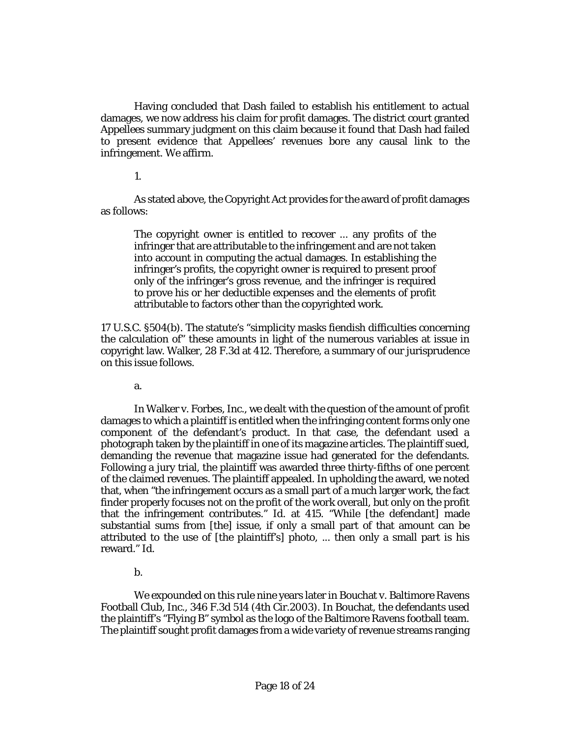Having concluded that Dash failed to establish his entitlement to actual damages, we now address his claim for profit damages. The district court granted Appellees summary judgment on this claim because it found that Dash had failed to present evidence that Appellees' revenues bore any causal link to the infringement. We affirm.

1.

As stated above, the Copyright Act provides for the award of profit damages as follows:

> The copyright owner is entitled to recover ... any profits of the infringer that are attributable to the infringement and are not taken into account in computing the actual damages. In establishing the infringer's profits, the copyright owner is required to present proof only of the infringer's gross revenue, and the infringer is required to prove his or her deductible expenses and the elements of profit attributable to factors other than the copyrighted work.

17 U.S.C. §504(b). The statute's "simplicity masks fiendish difficulties concerning the calculation of" these amounts in light of the numerous variables at issue in copyright law. Walker, 28 F.3d at 412. Therefore, a summary of our jurisprudence on this issue follows.

a.

In Walker v. Forbes, Inc., we dealt with the question of the amount of profit damages to which a plaintiff is entitled when the infringing content forms only one component of the defendant's product. In that case, the defendant used a photograph taken by the plaintiff in one of its magazine articles. The plaintiff sued, demanding the revenue that magazine issue had generated for the defendants. Following a jury trial, the plaintiff was awarded three thirty-fifths of one percent of the claimed revenues. The plaintiff appealed. In upholding the award, we noted that, when "the infringement occurs as a small part of a much larger work, the fact finder properly focuses not on the profit of the work overall, but only on the profit that the infringement contributes." Id. at 415. "While [the defendant] made substantial sums from [the] issue, if only a small part of that amount can be attributed to the use of [the plaintiff's] photo, ... then only a small part is his reward." Id.

b.

We expounded on this rule nine years later in Bouchat v. Baltimore Ravens Football Club, Inc., 346 F.3d 514 (4th Cir.2003). In Bouchat, the defendants used the plaintiff's "Flying B" symbol as the logo of the Baltimore Ravens football team. The plaintiff sought profit damages from a wide variety of revenue streams ranging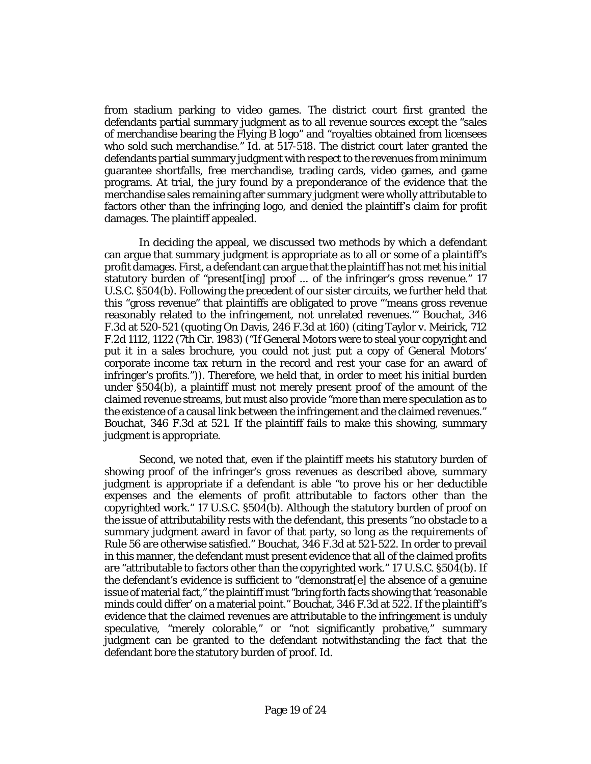from stadium parking to video games. The district court first granted the defendants partial summary judgment as to all revenue sources except the "sales of merchandise bearing the Flying B logo" and "royalties obtained from licensees who sold such merchandise." Id. at 517-518. The district court later granted the defendants partial summary judgment with respect to the revenues from minimum guarantee shortfalls, free merchandise, trading cards, video games, and game programs. At trial, the jury found by a preponderance of the evidence that the merchandise sales remaining after summary judgment were wholly attributable to factors other than the infringing logo, and denied the plaintiff's claim for profit damages. The plaintiff appealed.

In deciding the appeal, we discussed two methods by which a defendant can argue that summary judgment is appropriate as to all or some of a plaintiff's profit damages. First, a defendant can argue that the plaintiff has not met his initial statutory burden of "present[ing] proof ... of the infringer's gross revenue." 17 U.S.C. §504(b). Following the precedent of our sister circuits, we further held that this "gross revenue" that plaintiffs are obligated to prove "'means gross revenue reasonably related to the infringement, not unrelated revenues.'" Bouchat, 346 F.3d at 520-521 (quoting On Davis, 246 F.3d at 160) (citing Taylor v. Meirick, 712 F.2d 1112, 1122 (7th Cir. 1983) ("If General Motors were to steal your copyright and put it in a sales brochure, you could not just put a copy of General Motors' corporate income tax return in the record and rest your case for an award of infringer's profits.")). Therefore, we held that, in order to meet his initial burden under §504(b), a plaintiff must not merely present proof of the amount of the claimed revenue streams, but must also provide "more than mere speculation as to the existence of a causal link between the infringement and the claimed revenues." Bouchat, 346 F.3d at 521. If the plaintiff fails to make this showing, summary judgment is appropriate.

Second, we noted that, even if the plaintiff meets his statutory burden of showing proof of the infringer's gross revenues as described above, summary judgment is appropriate if a defendant is able "to prove his or her deductible expenses and the elements of profit attributable to factors other than the copyrighted work." 17 U.S.C. §504(b). Although the statutory burden of proof on the issue of attributability rests with the defendant, this presents "no obstacle to a summary judgment award in favor of that party, so long as the requirements of Rule 56 are otherwise satisfied." Bouchat, 346 F.3d at 521-522. In order to prevail in this manner, the defendant must present evidence that all of the claimed profits are "attributable to factors other than the copyrighted work." 17 U.S.C. §504(b). If the defendant's evidence is sufficient to "demonstrat[e] the absence of a genuine issue of material fact," the plaintiff must "bring forth facts showing that 'reasonable minds could differ' on a material point." Bouchat, 346 F.3d at 522. If the plaintiff's evidence that the claimed revenues are attributable to the infringement is unduly speculative, "merely colorable," or "not significantly probative," summary judgment can be granted to the defendant notwithstanding the fact that the defendant bore the statutory burden of proof. Id.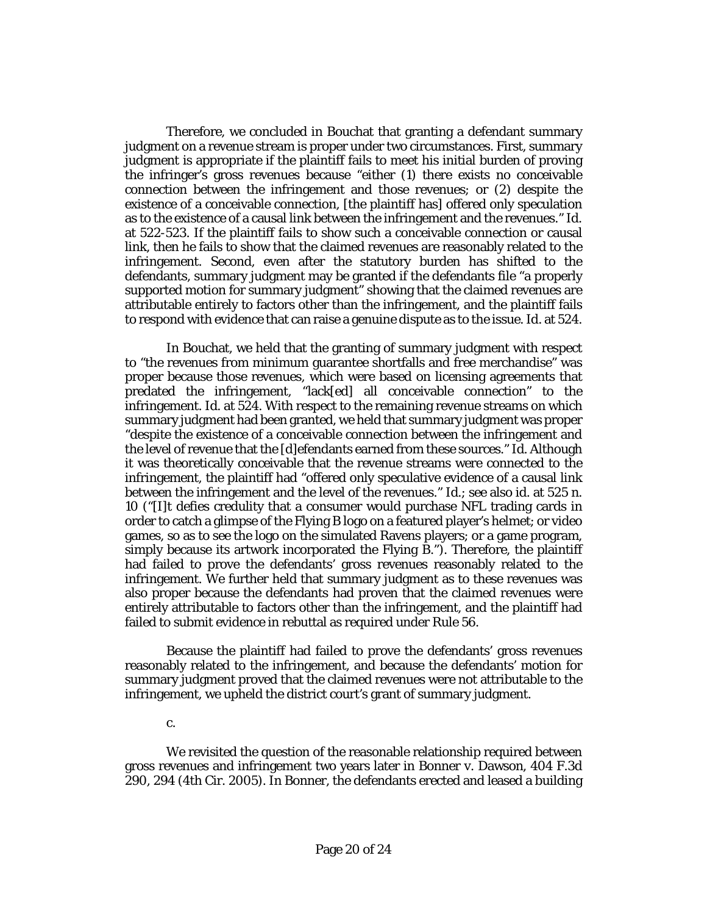Therefore, we concluded in Bouchat that granting a defendant summary judgment on a revenue stream is proper under two circumstances. First, summary judgment is appropriate if the plaintiff fails to meet his initial burden of proving the infringer's gross revenues because "either (1) there exists no conceivable connection between the infringement and those revenues; or (2) despite the existence of a conceivable connection, [the plaintiff has] offered only speculation as to the existence of a causal link between the infringement and the revenues." Id. at 522-523. If the plaintiff fails to show such a conceivable connection or causal link, then he fails to show that the claimed revenues are reasonably related to the infringement. Second, even after the statutory burden has shifted to the defendants, summary judgment may be granted if the defendants file "a properly supported motion for summary judgment" showing that the claimed revenues are attributable entirely to factors other than the infringement, and the plaintiff fails to respond with evidence that can raise a genuine dispute as to the issue. Id. at 524.

In Bouchat, we held that the granting of summary judgment with respect to "the revenues from minimum guarantee shortfalls and free merchandise" was proper because those revenues, which were based on licensing agreements that predated the infringement, "lack[ed] all conceivable connection" to the infringement. Id. at 524. With respect to the remaining revenue streams on which summary judgment had been granted, we held that summary judgment was proper "despite the existence of a conceivable connection between the infringement and the level of revenue that the [d]efendants earned from these sources." Id. Although it was theoretically conceivable that the revenue streams were connected to the infringement, the plaintiff had "offered only speculative evidence of a causal link between the infringement and the level of the revenues." Id.; see also id. at 525 n. 10 ("[I]t defies credulity that a consumer would purchase NFL trading cards in order to catch a glimpse of the Flying B logo on a featured player's helmet; or video games, so as to see the logo on the simulated Ravens players; or a game program, simply because its artwork incorporated the Flying B."). Therefore, the plaintiff had failed to prove the defendants' gross revenues reasonably related to the infringement. We further held that summary judgment as to these revenues was also proper because the defendants had proven that the claimed revenues were entirely attributable to factors other than the infringement, and the plaintiff had failed to submit evidence in rebuttal as required under Rule 56.

Because the plaintiff had failed to prove the defendants' gross revenues reasonably related to the infringement, and because the defendants' motion for summary judgment proved that the claimed revenues were not attributable to the infringement, we upheld the district court's grant of summary judgment.

c.

We revisited the question of the reasonable relationship required between gross revenues and infringement two years later in Bonner v. Dawson, 404 F.3d 290, 294 (4th Cir. 2005). In Bonner, the defendants erected and leased a building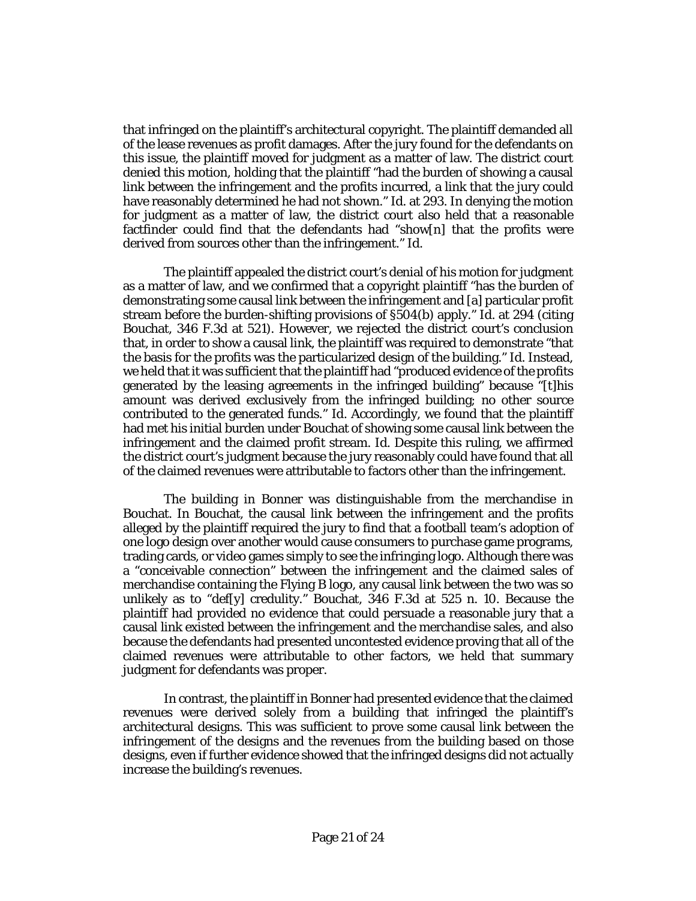that infringed on the plaintiff's architectural copyright. The plaintiff demanded all of the lease revenues as profit damages. After the jury found for the defendants on this issue, the plaintiff moved for judgment as a matter of law. The district court denied this motion, holding that the plaintiff "had the burden of showing a causal link between the infringement and the profits incurred, a link that the jury could have reasonably determined he had not shown." Id. at 293. In denying the motion for judgment as a matter of law, the district court also held that a reasonable factfinder could find that the defendants had "show[n] that the profits were derived from sources other than the infringement." Id.

The plaintiff appealed the district court's denial of his motion for judgment as a matter of law, and we confirmed that a copyright plaintiff "has the burden of demonstrating some causal link between the infringement and [a] particular profit stream before the burden-shifting provisions of §504(b) apply." Id. at 294 (citing Bouchat, 346 F.3d at 521). However, we rejected the district court's conclusion that, in order to show a causal link, the plaintiff was required to demonstrate "that the basis for the profits was the particularized design of the building." Id. Instead, we held that it was sufficient that the plaintiff had "produced evidence of the profits generated by the leasing agreements in the infringed building" because "[t]his amount was derived exclusively from the infringed building; no other source contributed to the generated funds." Id. Accordingly, we found that the plaintiff had met his initial burden under Bouchat of showing some causal link between the infringement and the claimed profit stream. Id. Despite this ruling, we affirmed the district court's judgment because the jury reasonably could have found that all of the claimed revenues were attributable to factors other than the infringement.

The building in Bonner was distinguishable from the merchandise in Bouchat. In Bouchat, the causal link between the infringement and the profits alleged by the plaintiff required the jury to find that a football team's adoption of one logo design over another would cause consumers to purchase game programs, trading cards, or video games simply to see the infringing logo. Although there was a "conceivable connection" between the infringement and the claimed sales of merchandise containing the Flying B logo, any causal link between the two was so unlikely as to "def[y] credulity." Bouchat, 346 F.3d at 525 n. 10. Because the plaintiff had provided no evidence that could persuade a reasonable jury that a causal link existed between the infringement and the merchandise sales, and also because the defendants had presented uncontested evidence proving that all of the claimed revenues were attributable to other factors, we held that summary judgment for defendants was proper.

In contrast, the plaintiff in Bonner had presented evidence that the claimed revenues were derived solely from a building that infringed the plaintiff's architectural designs. This was sufficient to prove some causal link between the infringement of the designs and the revenues from the building based on those designs, even if further evidence showed that the infringed designs did not actually increase the building's revenues.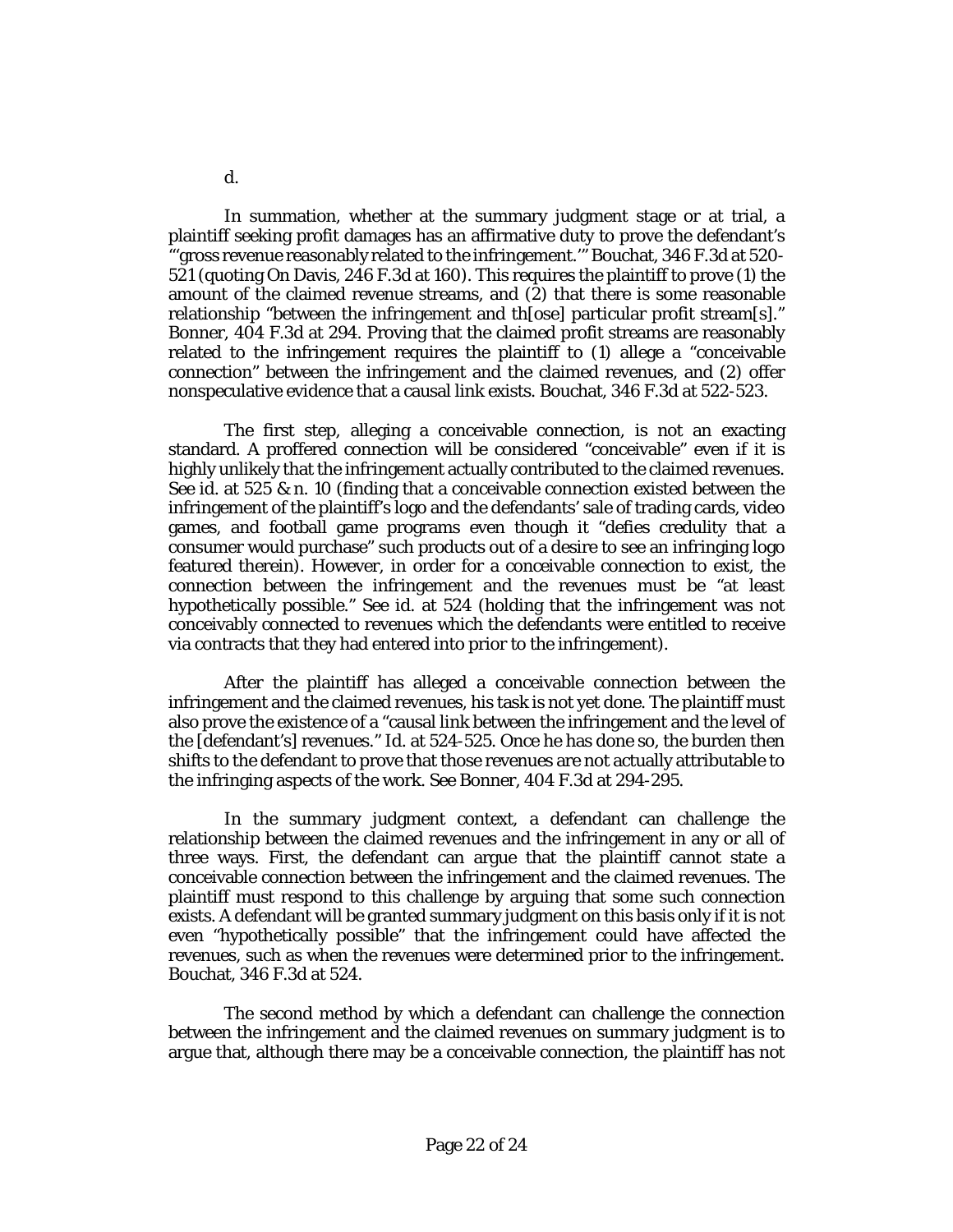d.

In summation, whether at the summary judgment stage or at trial, a plaintiff seeking profit damages has an affirmative duty to prove the defendant's "'gross revenue reasonably related to the infringement.'" Bouchat, 346 F.3d at 520-521 (quoting On Davis, 246 F.3d at 160). This requires the plaintiff to prove (1) the amount of the claimed revenue streams, and (2) that there is some reasonable relationship "between the infringement and th[ose] particular profit stream[s]." Bonner, 404 F.3d at 294. Proving that the claimed profit streams are reasonably related to the infringement requires the plaintiff to (1) allege a "conceivable connection" between the infringement and the claimed revenues, and (2) offer nonspeculative evidence that a causal link exists. Bouchat, 346 F.3d at 522-523.

The first step, alleging a conceivable connection, is not an exacting standard. A proffered connection will be considered "conceivable" even if it is highly unlikely that the infringement actually contributed to the claimed revenues. See id. at 525 & n. 10 (finding that a conceivable connection existed between the infringement of the plaintiff's logo and the defendants' sale of trading cards, video games, and football game programs even though it "defies credulity that a consumer would purchase" such products out of a desire to see an infringing logo featured therein). However, in order for a conceivable connection to exist, the connection between the infringement and the revenues must be "at least hypothetically possible." See id. at 524 (holding that the infringement was not conceivably connected to revenues which the defendants were entitled to receive via contracts that they had entered into prior to the infringement).

After the plaintiff has alleged a conceivable connection between the infringement and the claimed revenues, his task is not yet done. The plaintiff must also prove the existence of a "causal link between the infringement and the level of the [defendant's] revenues." Id. at 524-525. Once he has done so, the burden then shifts to the defendant to prove that those revenues are not actually attributable to the infringing aspects of the work. See Bonner, 404 F.3d at 294-295.

In the summary judgment context, a defendant can challenge the relationship between the claimed revenues and the infringement in any or all of three ways. First, the defendant can argue that the plaintiff cannot state a conceivable connection between the infringement and the claimed revenues. The plaintiff must respond to this challenge by arguing that some such connection exists. A defendant will be granted summary judgment on this basis only if it is not even "hypothetically possible" that the infringement could have affected the revenues, such as when the revenues were determined prior to the infringement. Bouchat, 346 F.3d at 524.

The second method by which a defendant can challenge the connection between the infringement and the claimed revenues on summary judgment is to argue that, although there may be a conceivable connection, the plaintiff has not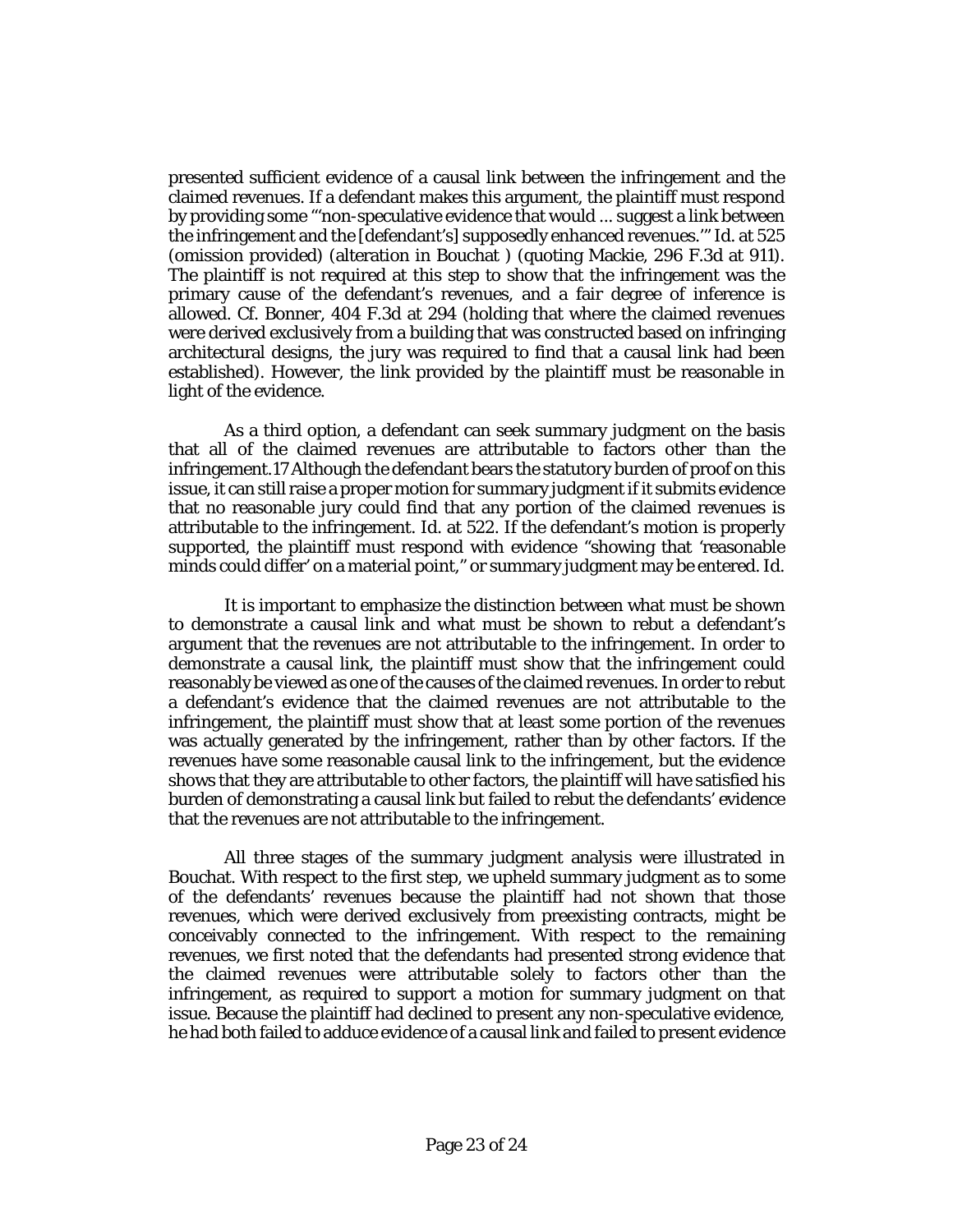presented sufficient evidence of a causal link between the infringement and the claimed revenues. If a defendant makes this argument, the plaintiff must respond by providing some "'non-speculative evidence that would ... suggest a link between the infringement and the [defendant's] supposedly enhanced revenues.'" Id. at 525 (omission provided) (alteration in Bouchat ) (quoting Mackie, 296 F.3d at 911). The plaintiff is not required at this step to show that the infringement was the primary cause of the defendant's revenues, and a fair degree of inference is allowed. Cf. Bonner, 404 F.3d at 294 (holding that where the claimed revenues were derived exclusively from a building that was constructed based on infringing architectural designs, the jury was required to find that a causal link had been established). However, the link provided by the plaintiff must be reasonable in light of the evidence.

As a third option, a defendant can seek summary judgment on the basis that all of the claimed revenues are attributable to factors other than the infringement.17 Although the defendant bears the statutory burden of proof on this issue, it can still raise a proper motion for summary judgment if it submits evidence that no reasonable jury could find that any portion of the claimed revenues is attributable to the infringement. Id. at 522. If the defendant's motion is properly supported, the plaintiff must respond with evidence "showing that 'reasonable minds could differ' on a material point," or summary judgment may be entered. Id.

It is important to emphasize the distinction between what must be shown to demonstrate a causal link and what must be shown to rebut a defendant's argument that the revenues are not attributable to the infringement. In order to demonstrate a causal link, the plaintiff must show that the infringement could reasonably be viewed as one of the causes of the claimed revenues. In order to rebut a defendant's evidence that the claimed revenues are not attributable to the infringement, the plaintiff must show that at least some portion of the revenues was actually generated by the infringement, rather than by other factors. If the revenues have some reasonable causal link to the infringement, but the evidence shows that they are attributable to other factors, the plaintiff will have satisfied his burden of demonstrating a causal link but failed to rebut the defendants' evidence that the revenues are not attributable to the infringement.

All three stages of the summary judgment analysis were illustrated in Bouchat. With respect to the first step, we upheld summary judgment as to some of the defendants' revenues because the plaintiff had not shown that those revenues, which were derived exclusively from preexisting contracts, might be conceivably connected to the infringement. With respect to the remaining revenues, we first noted that the defendants had presented strong evidence that the claimed revenues were attributable solely to factors other than the infringement, as required to support a motion for summary judgment on that issue. Because the plaintiff had declined to present any non-speculative evidence, he had both failed to adduce evidence of a causal link and failed to present evidence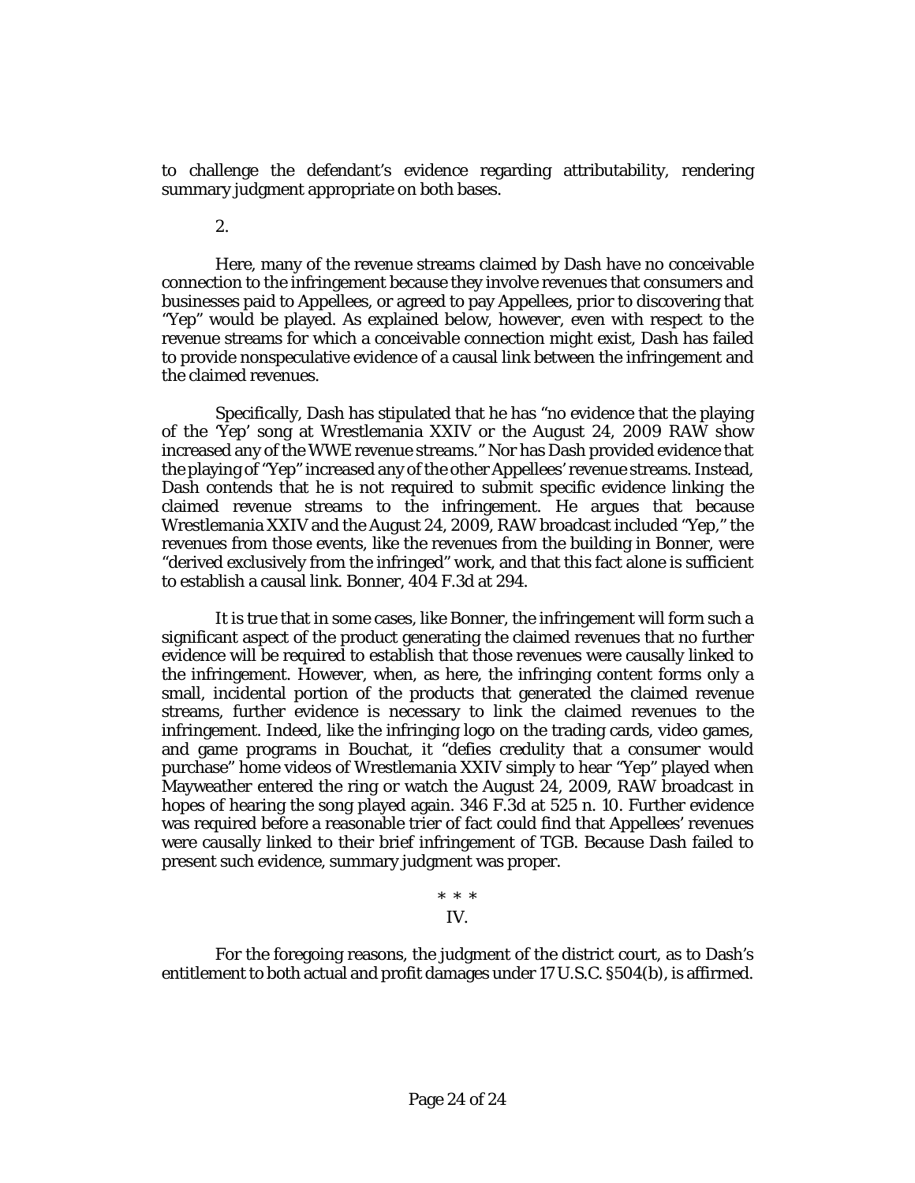to challenge the defendant's evidence regarding attributability, rendering summary judgment appropriate on both bases.

2.

Here, many of the revenue streams claimed by Dash have no conceivable connection to the infringement because they involve revenues that consumers and businesses paid to Appellees, or agreed to pay Appellees, prior to discovering that "Yep" would be played. As explained below, however, even with respect to the revenue streams for which a conceivable connection might exist, Dash has failed to provide nonspeculative evidence of a causal link between the infringement and the claimed revenues.

Specifically, Dash has stipulated that he has "no evidence that the playing of the 'Yep' song at Wrestlemania XXIV or the August 24, 2009 RAW show increased any of the WWE revenue streams." Nor has Dash provided evidence that the playing of "Yep" increased any of the other Appellees' revenue streams. Instead, Dash contends that he is not required to submit specific evidence linking the claimed revenue streams to the infringement. He argues that because Wrestlemania XXIV and the August 24, 2009, RAW broadcast included "Yep," the revenues from those events, like the revenues from the building in Bonner, were "derived exclusively from the infringed" work, and that this fact alone is sufficient to establish a causal link. Bonner, 404 F.3d at 294.

It is true that in some cases, like Bonner, the infringement will form such a significant aspect of the product generating the claimed revenues that no further evidence will be required to establish that those revenues were causally linked to the infringement. However, when, as here, the infringing content forms only a small, incidental portion of the products that generated the claimed revenue streams, further evidence is necessary to link the claimed revenues to the infringement. Indeed, like the infringing logo on the trading cards, video games, and game programs in Bouchat, it "defies credulity that a consumer would purchase" home videos of Wrestlemania XXIV simply to hear "Yep" played when Mayweather entered the ring or watch the August 24, 2009, RAW broadcast in hopes of hearing the song played again. 346 F.3d at 525 n. 10. Further evidence was required before a reasonable trier of fact could find that Appellees' revenues were causally linked to their brief infringement of TGB. Because Dash failed to present such evidence, summary judgment was proper.

\* \* \*

IV.

For the foregoing reasons, the judgment of the district court, as to Dash's entitlement to both actual and profit damages under 17 U.S.C. §504(b), is affirmed.